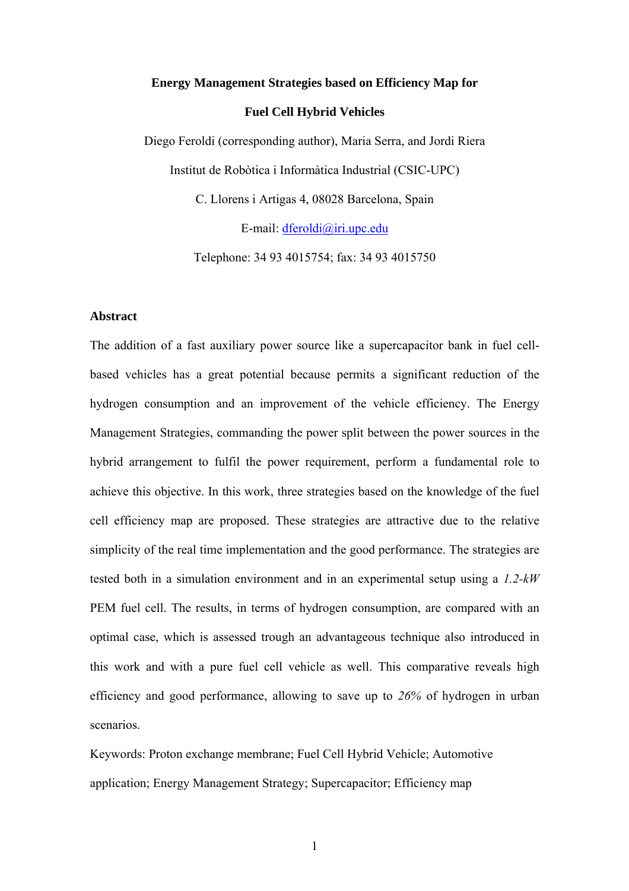# Energy Management Strategies based on Efficiency Map for Fuel Cell Hybrid Vehicles

Diego Feroldi (corresponding author), Maria Serra, and Jordi Riera

Institut de Robòtica i Informàtica Industrial (CSIC-UPC)

C. Llorens i Artigas 4, 08028 Barcelona, Spain

E-mail: dferoldi@iri.upc.edu

Telephone: 34 93 4015754; fax: 34 93 4015750

## Abstract

The addition of a fast auxiliary power source like a supercapacitor bank in fuel cell-based vehicles has a great potential because permits a significant reduction of the hydrogen consumption and an improvement of the vehicle efficiency. The Energy Management Strategies, commanding the power split between the power sources in the hybrid arrangement to fulfil the power requirement, perform a fundamental role to achieve this objective. In this work, three strategies based on the knowledge of the fuel cell efficiency map are proposed. These strategies are attractive due to the relative simplicity of the real time implementation and the good performance. The strategies are tested both in a simulation environment and in an experimental setup using a *1.2-kW* PEM fuel cell. The results, in terms of hydrogen consumption, are compared with an optimal case, which is assessed trough an advantageous technique also introduced in this work and with a pure fuel cell vehicle as well. This comparative reveals high efficiency and good performance, allowing to save up to *26%* of hydrogen in urban scenarios.

Keywords: Proton exchange membrane; Fuel Cell Hybrid Vehicle; Automotive application; Energy Management Strategy; Supercapacitor; Efficiency map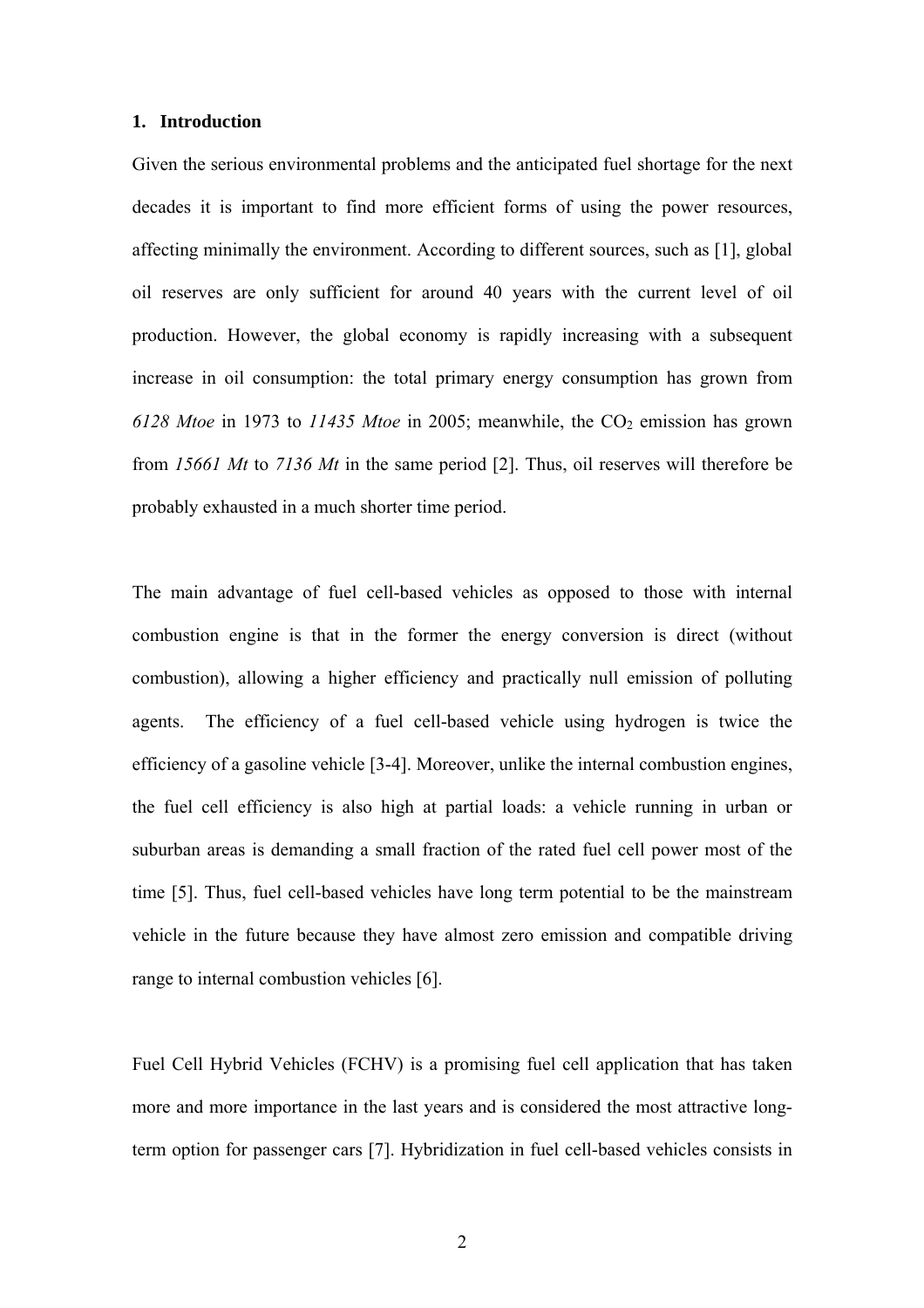## 1. Introduction

Given the serious environmental problems and the anticipated fuel shortage for the next decades it is important to find more efficient forms of using the power resources, affecting minimally the environment. According to different sources, such as [1], global oil reserves are only sufficient for around 40 years with the current level of oil production. However, the global economy is rapidly increasing with a subsequent increase in oil consumption: the total primary energy consumption has grown from *6128 Mtoe* in 1973 to *11435 Mtoe* in 2005; meanwhile, the $CO_2$ emission has grown from *15661 Mt* to *7136 Mt* in the same period [2]. Thus, oil reserves will therefore be probably exhausted in a much shorter time period.

The main advantage of fuel cell-based vehicles as opposed to those with internal combustion engine is that in the former the energy conversion is direct (without combustion), allowing a higher efficiency and practically null emission of polluting agents. The efficiency of a fuel cell-based vehicle using hydrogen is twice the efficiency of a gasoline vehicle [3-4]. Moreover, unlike the internal combustion engines, the fuel cell efficiency is also high at partial loads: a vehicle running in urban or suburban areas is demanding a small fraction of the rated fuel cell power most of the time [5]. Thus, fuel cell-based vehicles have long term potential to be the mainstream vehicle in the future because they have almost zero emission and compatible driving range to internal combustion vehicles [6].

Fuel Cell Hybrid Vehicles (FCHV) is a promising fuel cell application that has taken more and more importance in the last years and is considered the most attractive long-term option for passenger cars [7]. Hybridization in fuel cell-based vehicles consists in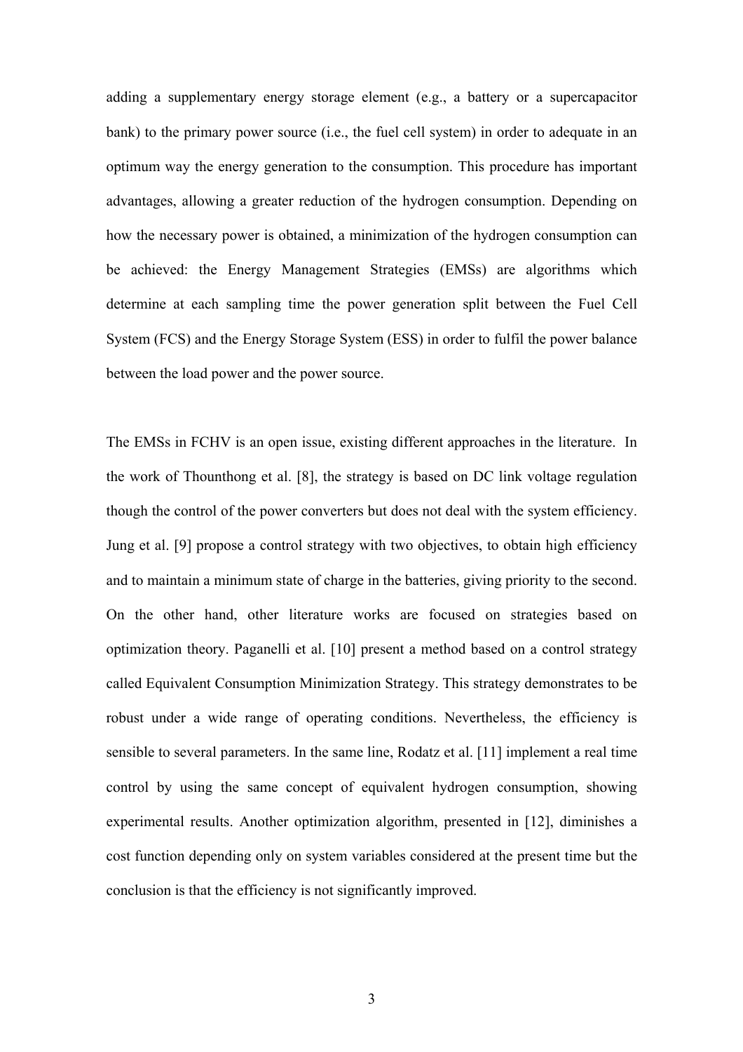adding a supplementary energy storage element (e.g., a battery or a supercapacitor bank) to the primary power source (i.e., the fuel cell system) in order to adequate in an optimum way the energy generation to the consumption. This procedure has important advantages, allowing a greater reduction of the hydrogen consumption. Depending on how the necessary power is obtained, a minimization of the hydrogen consumption can be achieved: the Energy Management Strategies (EMSs) are algorithms which determine at each sampling time the power generation split between the Fuel Cell System (FCS) and the Energy Storage System (ESS) in order to fulfil the power balance between the load power and the power source.

The EMSs in FCHV is an open issue, existing different approaches in the literature. In the work of Thounthong et al. [8], the strategy is based on DC link voltage regulation though the control of the power converters but does not deal with the system efficiency. Jung et al. [9] propose a control strategy with two objectives, to obtain high efficiency and to maintain a minimum state of charge in the batteries, giving priority to the second. On the other hand, other literature works are focused on strategies based on optimization theory. Paganelli et al. [10] present a method based on a control strategy called Equivalent Consumption Minimization Strategy. This strategy demonstrates to be robust under a wide range of operating conditions. Nevertheless, the efficiency is sensible to several parameters. In the same line, Rodatz et al. [11] implement a real time control by using the same concept of equivalent hydrogen consumption, showing experimental results. Another optimization algorithm, presented in [12], diminishes a cost function depending only on system variables considered at the present time but the conclusion is that the efficiency is not significantly improved.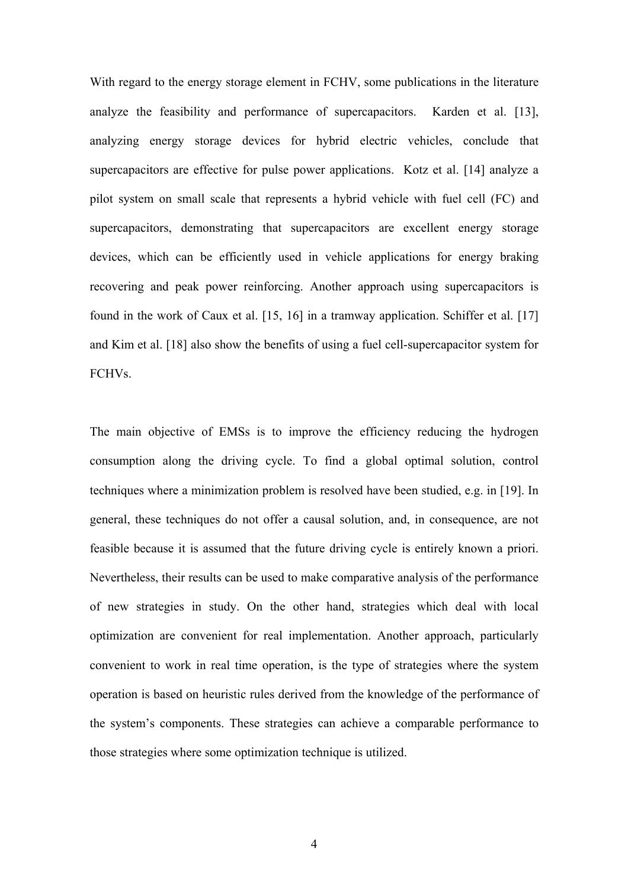With regard to the energy storage element in FCHV, some publications in the literature analyze the feasibility and performance of supercapacitors. Karden et al. [13], analyzing energy storage devices for hybrid electric vehicles, conclude that supercapacitors are effective for pulse power applications. Kotz et al. [14] analyze a pilot system on small scale that represents a hybrid vehicle with fuel cell (FC) and supercapacitors, demonstrating that supercapacitors are excellent energy storage devices, which can be efficiently used in vehicle applications for energy braking recovering and peak power reinforcing. Another approach using supercapacitors is found in the work of Caux et al. [15, 16] in a tramway application. Schiffer et al. [17] and Kim et al. [18] also show the benefits of using a fuel cell-supercapacitor system for FCHVs.

The main objective of EMSs is to improve the efficiency reducing the hydrogen consumption along the driving cycle. To find a global optimal solution, control techniques where a minimization problem is resolved have been studied, e.g. in [19]. In general, these techniques do not offer a causal solution, and, in consequence, are not feasible because it is assumed that the future driving cycle is entirely known a priori. Nevertheless, their results can be used to make comparative analysis of the performance of new strategies in study. On the other hand, strategies which deal with local optimization are convenient for real implementation. Another approach, particularly convenient to work in real time operation, is the type of strategies where the system operation is based on heuristic rules derived from the knowledge of the performance of the system's components. These strategies can achieve a comparable performance to those strategies where some optimization technique is utilized.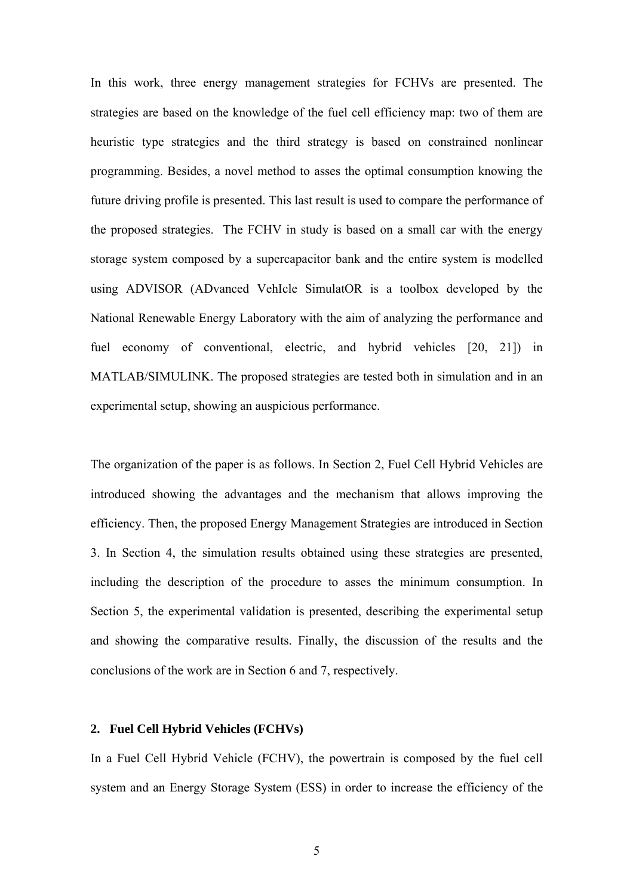In this work, three energy management strategies for FCHVs are presented. The strategies are based on the knowledge of the fuel cell efficiency map: two of them are heuristic type strategies and the third strategy is based on constrained nonlinear programming. Besides, a novel method to asses the optimal consumption knowing the future driving profile is presented. This last result is used to compare the performance of the proposed strategies. The FCHV in study is based on a small car with the energy storage system composed by a supercapacitor bank and the entire system is modelled using ADVISOR (ADvanced VehIcle SimulatOR is a toolbox developed by the National Renewable Energy Laboratory with the aim of analyzing the performance and fuel economy of conventional, electric, and hybrid vehicles [20, 21]) in MATLAB/SIMULINK. The proposed strategies are tested both in simulation and in an experimental setup, showing an auspicious performance.

The organization of the paper is as follows. In Section 2, Fuel Cell Hybrid Vehicles are introduced showing the advantages and the mechanism that allows improving the efficiency. Then, the proposed Energy Management Strategies are introduced in Section 3. In Section 4, the simulation results obtained using these strategies are presented, including the description of the procedure to asses the minimum consumption. In Section 5, the experimental validation is presented, describing the experimental setup and showing the comparative results. Finally, the discussion of the results and the conclusions of the work are in Section 6 and 7, respectively.

## 2. Fuel Cell Hybrid Vehicles (FCHVs)

In a Fuel Cell Hybrid Vehicle (FCHV), the powertrain is composed by the fuel cell system and an Energy Storage System (ESS) in order to increase the efficiency of the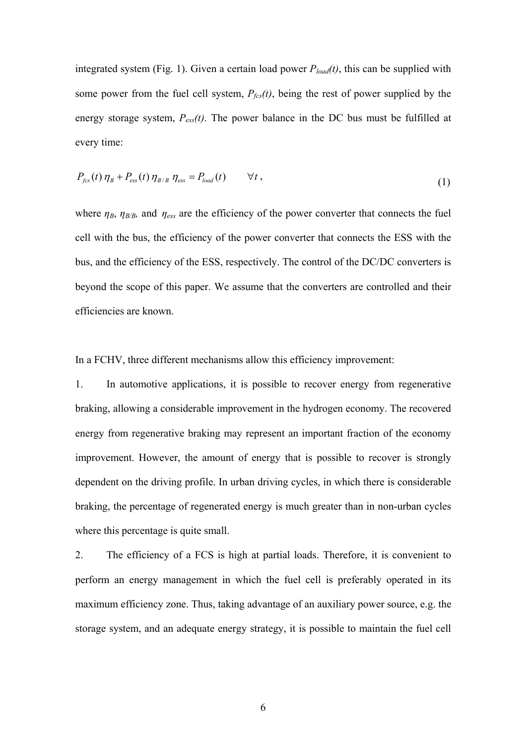integrated system (Fig. 1). Given a certain load power $P_{load}(t)$, this can be supplied with some power from the fuel cell system, $P_{fcs}(t)$, being the rest of power supplied by the energy storage system, $P_{ess}(t)$. The power balance in the DC bus must be fulfilled at every time:

$$P_{fcs}(t)\,\eta_B + P_{ess}(t)\,\eta_{B/B}\,\eta_{ess} = P_{load}(t) \qquad \forall t\,, \tag{1}$$

where $\eta_B$, $\eta_{B/B}$, and $\eta_{ess}$ are the efficiency of the power converter that connects the fuel cell with the bus, the efficiency of the power converter that connects the ESS with the bus, and the efficiency of the ESS, respectively. The control of the DC/DC converters is beyond the scope of this paper. We assume that the converters are controlled and their efficiencies are known.

In a FCHV, three different mechanisms allow this efficiency improvement:

1. In automotive applications, it is possible to recover energy from regenerative braking, allowing a considerable improvement in the hydrogen economy. The recovered energy from regenerative braking may represent an important fraction of the economy improvement. However, the amount of energy that is possible to recover is strongly dependent on the driving profile. In urban driving cycles, in which there is considerable braking, the percentage of regenerated energy is much greater than in non-urban cycles where this percentage is quite small.

2. The efficiency of a FCS is high at partial loads. Therefore, it is convenient to perform an energy management in which the fuel cell is preferably operated in its maximum efficiency zone. Thus, taking advantage of an auxiliary power source, e.g. the storage system, and an adequate energy strategy, it is possible to maintain the fuel cell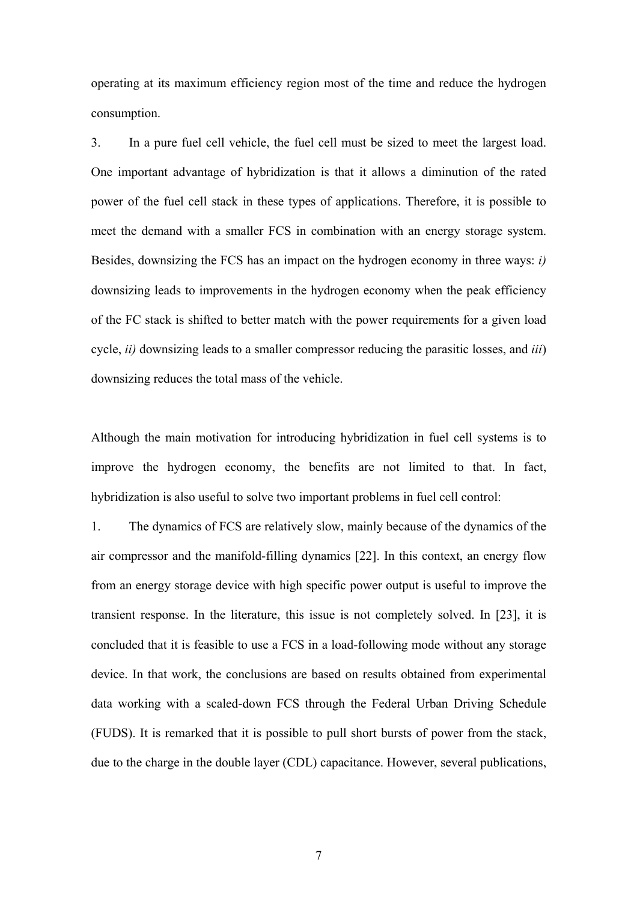operating at its maximum efficiency region most of the time and reduce the hydrogen consumption.

3. In a pure fuel cell vehicle, the fuel cell must be sized to meet the largest load. One important advantage of hybridization is that it allows a diminution of the rated power of the fuel cell stack in these types of applications. Therefore, it is possible to meet the demand with a smaller FCS in combination with an energy storage system. Besides, downsizing the FCS has an impact on the hydrogen economy in three ways: *i)* downsizing leads to improvements in the hydrogen economy when the peak efficiency of the FC stack is shifted to better match with the power requirements for a given load cycle, *ii)* downsizing leads to a smaller compressor reducing the parasitic losses, and *iii*) downsizing reduces the total mass of the vehicle.

Although the main motivation for introducing hybridization in fuel cell systems is to improve the hydrogen economy, the benefits are not limited to that. In fact, hybridization is also useful to solve two important problems in fuel cell control:

1. The dynamics of FCS are relatively slow, mainly because of the dynamics of the air compressor and the manifold-filling dynamics [22]. In this context, an energy flow from an energy storage device with high specific power output is useful to improve the transient response. In the literature, this issue is not completely solved. In [23], it is concluded that it is feasible to use a FCS in a load-following mode without any storage device. In that work, the conclusions are based on results obtained from experimental data working with a scaled-down FCS through the Federal Urban Driving Schedule (FUDS). It is remarked that it is possible to pull short bursts of power from the stack, due to the charge in the double layer (CDL) capacitance. However, several publications,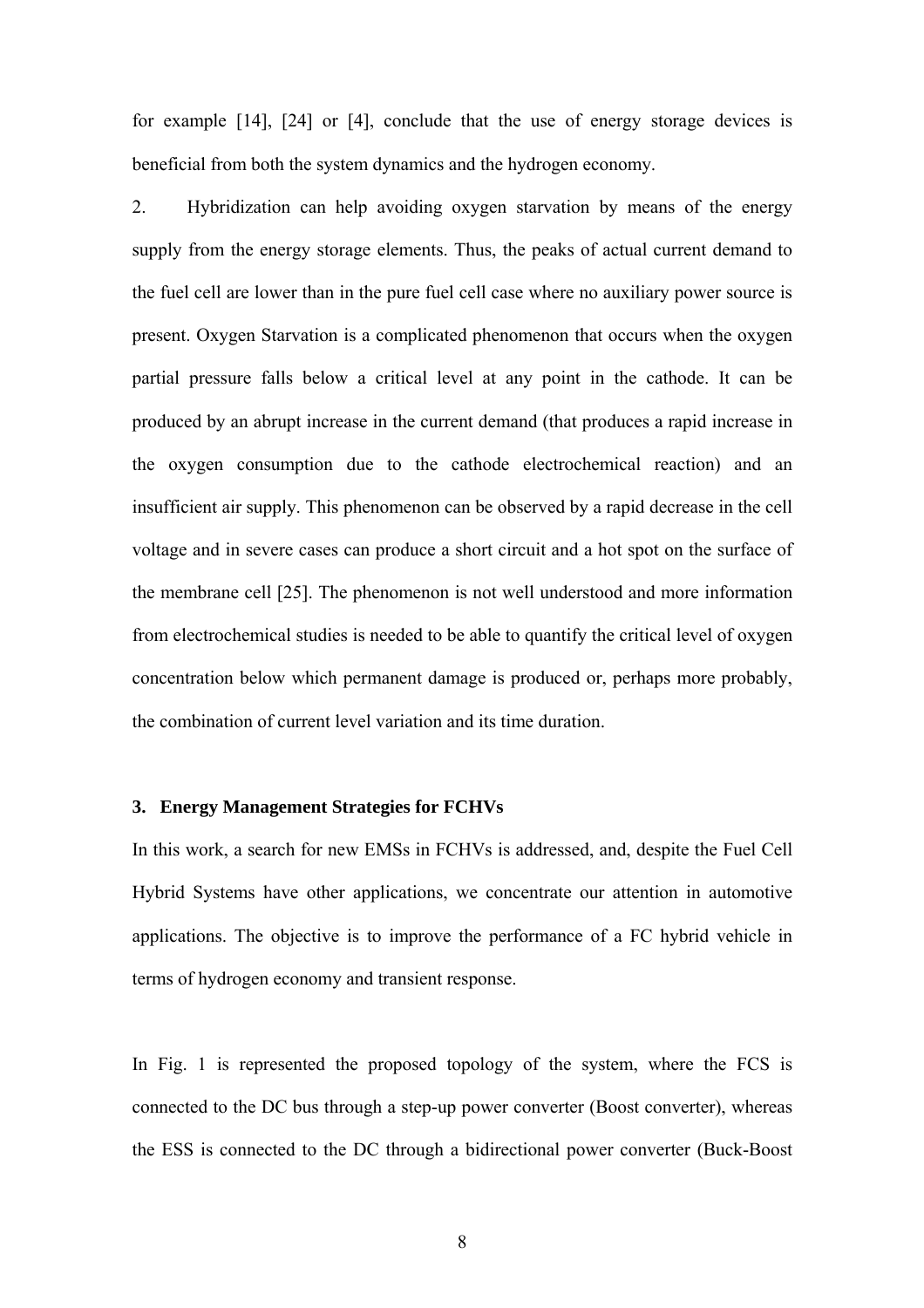for example [14], [24] or [4], conclude that the use of energy storage devices is beneficial from both the system dynamics and the hydrogen economy.

2. Hybridization can help avoiding oxygen starvation by means of the energy supply from the energy storage elements. Thus, the peaks of actual current demand to the fuel cell are lower than in the pure fuel cell case where no auxiliary power source is present. Oxygen Starvation is a complicated phenomenon that occurs when the oxygen partial pressure falls below a critical level at any point in the cathode. It can be produced by an abrupt increase in the current demand (that produces a rapid increase in the oxygen consumption due to the cathode electrochemical reaction) and an insufficient air supply. This phenomenon can be observed by a rapid decrease in the cell voltage and in severe cases can produce a short circuit and a hot spot on the surface of the membrane cell [25]. The phenomenon is not well understood and more information from electrochemical studies is needed to be able to quantify the critical level of oxygen concentration below which permanent damage is produced or, perhaps more probably, the combination of current level variation and its time duration.

### 3. Energy Management Strategies for FCHVs

In this work, a search for new EMSs in FCHVs is addressed, and, despite the Fuel Cell Hybrid Systems have other applications, we concentrate our attention in automotive applications. The objective is to improve the performance of a FC hybrid vehicle in terms of hydrogen economy and transient response.

In Fig. 1 is represented the proposed topology of the system, where the FCS is connected to the DC bus through a step-up power converter (Boost converter), whereas the ESS is connected to the DC through a bidirectional power converter (Buck-Boost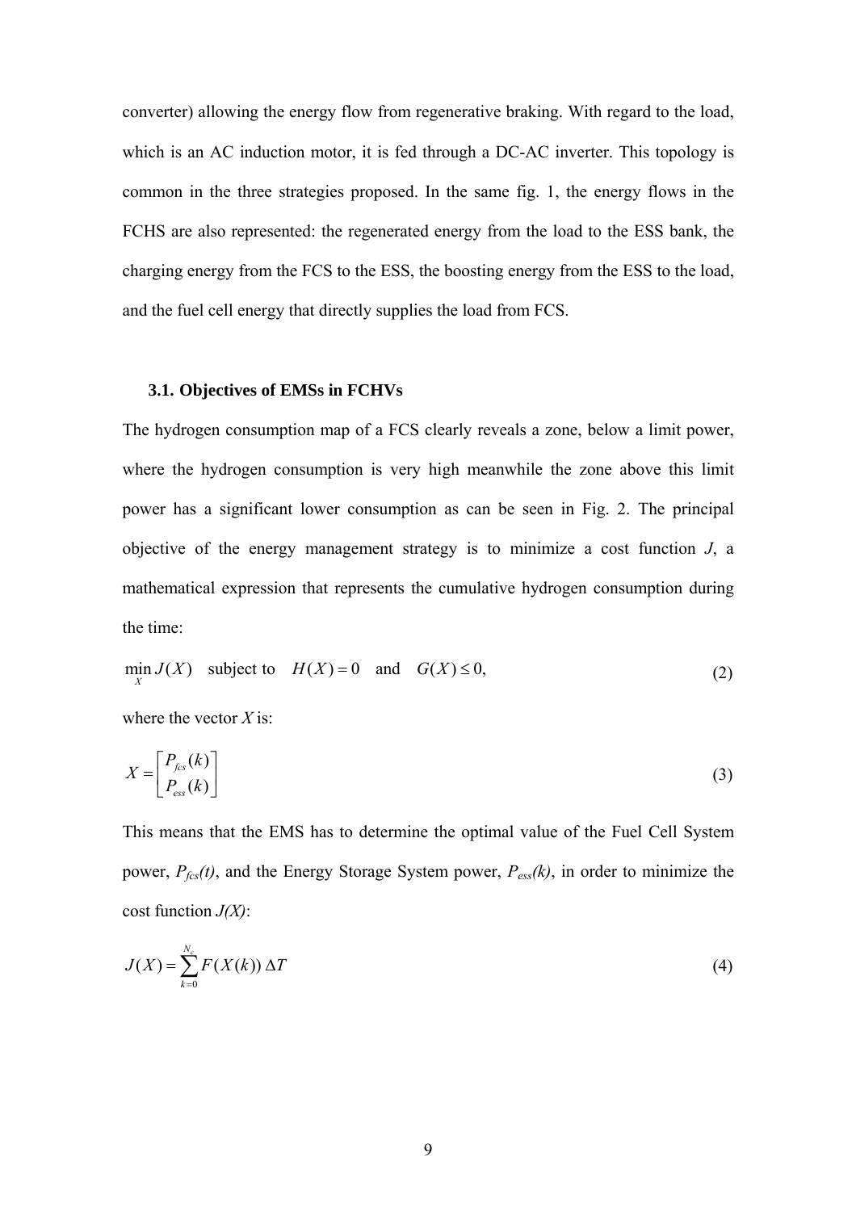converter) allowing the energy flow from regenerative braking. With regard to the load, which is an AC induction motor, it is fed through a DC-AC inverter. This topology is common in the three strategies proposed. In the same fig. 1, the energy flows in the FCHS are also represented: the regenerated energy from the load to the ESS bank, the charging energy from the FCS to the ESS, the boosting energy from the ESS to the load, and the fuel cell energy that directly supplies the load from FCS.

### 3.1. Objectives of EMSs in FCHVs

The hydrogen consumption map of a FCS clearly reveals a zone, below a limit power, where the hydrogen consumption is very high meanwhile the zone above this limit power has a significant lower consumption as can be seen in Fig. 2. The principal objective of the energy management strategy is to minimize a cost function *J*, a mathematical expression that represents the cumulative hydrogen consumption during the time:

$$\min_{X} J(X) \quad \text{subject to} \quad H(X) = 0 \quad \text{and} \quad G(X) \leq 0, \tag{2}$$

where the vector *X* is:

$$X = \begin{bmatrix} P_{fcs}(k) \\ P_{ess}(k) \end{bmatrix} \tag{3}$$

This means that the EMS has to determine the optimal value of the Fuel Cell System power, $P_{fcs}(t)$, and the Energy Storage System power, $P_{ess}(k)$, in order to minimize the cost function $J(X)$:

$$J(X) = \sum_{k=0}^{N_c} F(X(k))\, \Delta T \tag{4}$$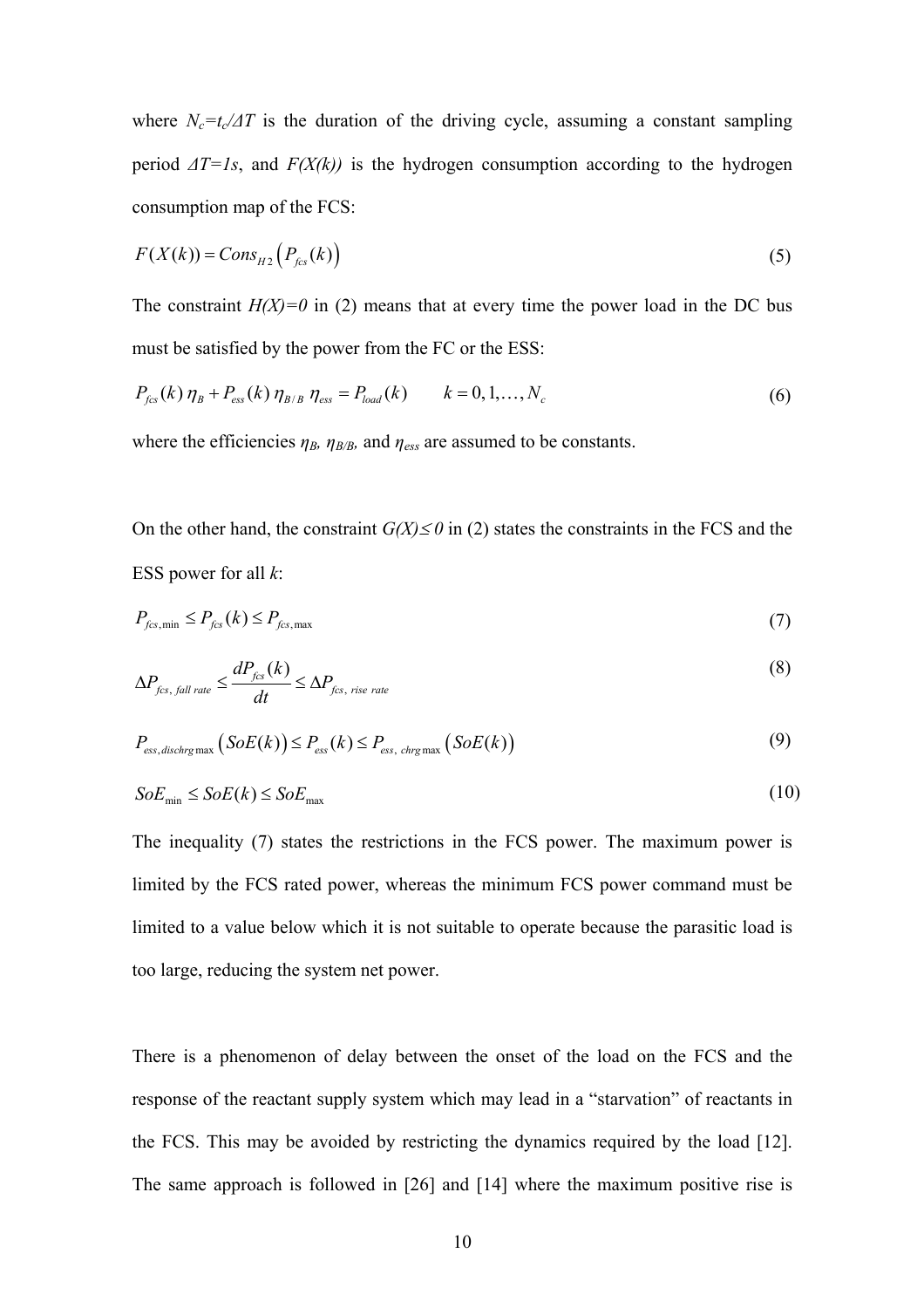where $N_c=t_c/\Delta T$ is the duration of the driving cycle, assuming a constant sampling period $\Delta T=1s$, and $F(X(k))$ is the hydrogen consumption according to the hydrogen consumption map of the FCS:

$$F(X(k)) = Cons_{H2}\left(P_{fcs}(k)\right) \tag{5}$$

The constraint $H(X)=0$ in (2) means that at every time the power load in the DC bus must be satisfied by the power from the FC or the ESS:

$$P_{fcs}(k)\,\eta_B + P_{ess}(k)\,\eta_{B/B}\,\eta_{ess} = P_{load}(k) \qquad k = 0,1,\ldots,N_c \tag{6}$$

where the efficiencies $\eta_B$, $\eta_{B/B}$, and $\eta_{ess}$ are assumed to be constants.

On the other hand, the constraint $G(X)\leq 0$ in (2) states the constraints in the FCS and the ESS power for all $k$:

$$P_{fcs,\min} \leq P_{fcs}(k) \leq P_{fcs,\max} \tag{7}$$

$$\Delta P_{fcs,\ fall\ rate} \leq \frac{dP_{fcs}(k)}{dt} \leq \Delta P_{fcs,\ rise\ rate} \tag{8}$$

$$P_{ess,dischrg\max}\left(SoE(k)\right) \leq P_{ess}(k) \leq P_{ess,\ chrg\max}\left(SoE(k)\right) \tag{9}$$

$$SoE_{\min} \leq SoE(k) \leq SoE_{\max} \tag{10}$$

The inequality (7) states the restrictions in the FCS power. The maximum power is limited by the FCS rated power, whereas the minimum FCS power command must be limited to a value below which it is not suitable to operate because the parasitic load is too large, reducing the system net power.

There is a phenomenon of delay between the onset of the load on the FCS and the response of the reactant supply system which may lead in a "starvation" of reactants in the FCS. This may be avoided by restricting the dynamics required by the load [12]. The same approach is followed in [26] and [14] where the maximum positive rise is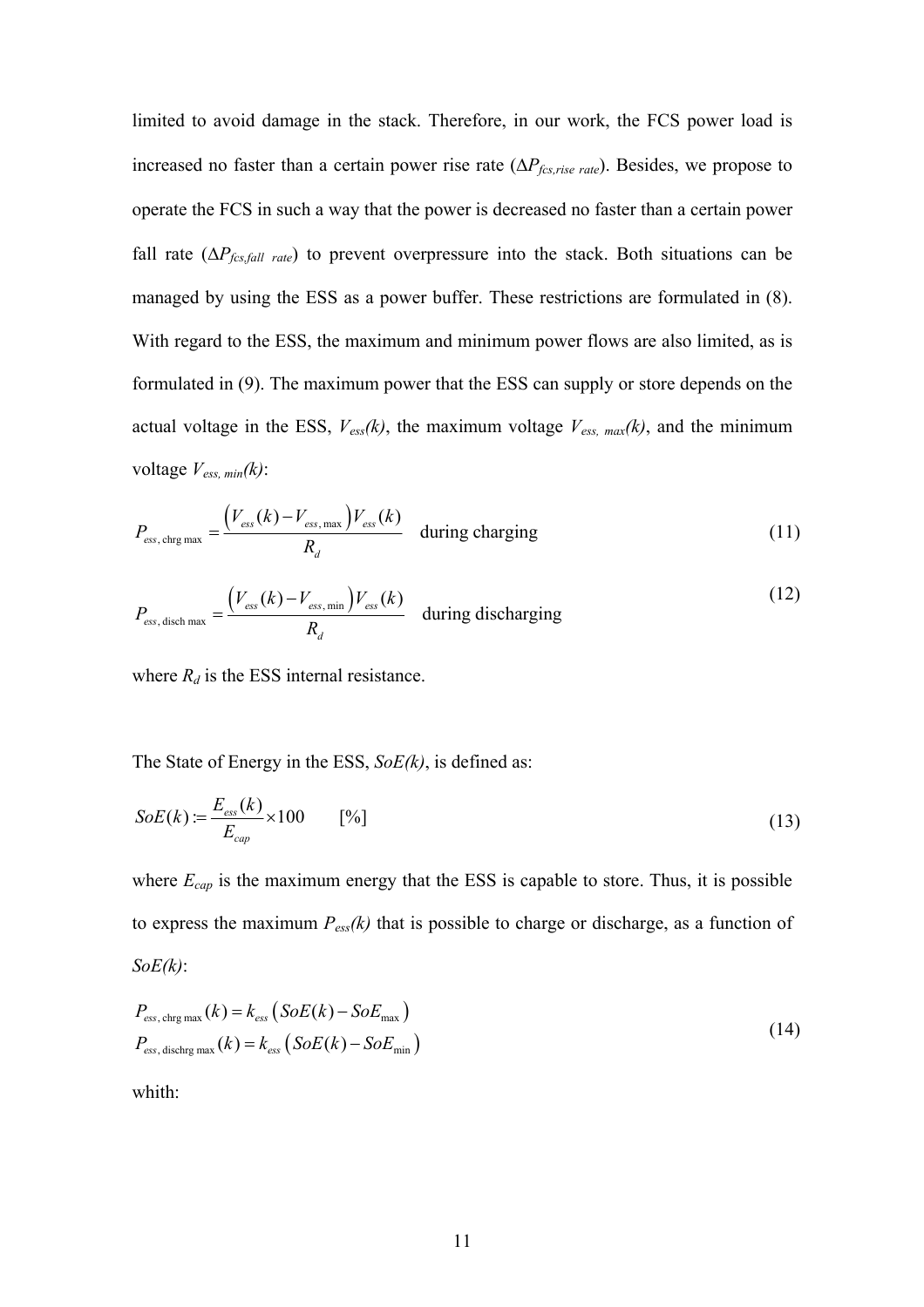limited to avoid damage in the stack. Therefore, in our work, the FCS power load is increased no faster than a certain power rise rate ($\Delta P_{fcs,rise\ rate}$). Besides, we propose to operate the FCS in such a way that the power is decreased no faster than a certain power fall rate ($\Delta P_{fcs,fall\ rate}$) to prevent overpressure into the stack. Both situations can be managed by using the ESS as a power buffer. These restrictions are formulated in (8). With regard to the ESS, the maximum and minimum power flows are also limited, as is formulated in (9). The maximum power that the ESS can supply or store depends on the actual voltage in the ESS, $V_{ess}(k)$, the maximum voltage $V_{ess,\ max}(k)$, and the minimum voltage $V_{ess,\ min}(k)$:

$$P_{ess,\,\mathrm{chrg\,max}} = \frac{\left(V_{ess}(k) - V_{ess,\max}\right)V_{ess}(k)}{R_d} \quad \text{during charging} \tag{11}$$

$$P_{ess,\,\mathrm{disch\,max}} = \frac{\left(V_{ess}(k) - V_{ess,\min}\right)V_{ess}(k)}{R_d} \quad \text{during discharging} \tag{12}$$

where $R_d$ is the ESS internal resistance.

The State of Energy in the ESS, $SoE(k)$, is defined as:

$$SoE(k) := \frac{E_{ess}(k)}{E_{cap}} \times 100 \qquad [\%] \tag{13}$$

where $E_{cap}$ is the maximum energy that the ESS is capable to store. Thus, it is possible to express the maximum $P_{ess}(k)$ that is possible to charge or discharge, as a function of $SoE(k)$:

$$\begin{aligned} P_{ess,\,\mathrm{chrg\,max}}(k) &= k_{ess}\left(SoE(k) - SoE_{\max}\right) \\ P_{ess,\,\mathrm{dischrg\,max}}(k) &= k_{ess}\left(SoE(k) - SoE_{\min}\right) \end{aligned} \tag{14}$$

whith: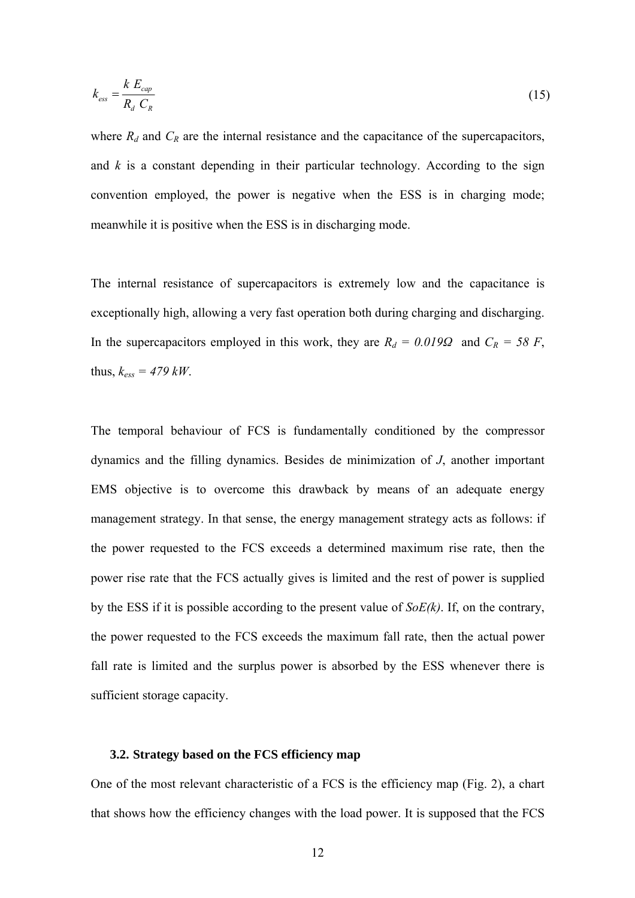$$k_{ess} = \frac{k\ E_{cap}}{R_d\ C_R} \tag{15}$$

where $R_d$ and $C_R$ are the internal resistance and the capacitance of the supercapacitors, and $k$ is a constant depending in their particular technology. According to the sign convention employed, the power is negative when the ESS is in charging mode; meanwhile it is positive when the ESS is in discharging mode.

The internal resistance of supercapacitors is extremely low and the capacitance is exceptionally high, allowing a very fast operation both during charging and discharging. In the supercapacitors employed in this work, they are $R_d = 0.019\Omega$ and $C_R = 58\ F$, thus, $k_{ess} = 479\ kW$.

The temporal behaviour of FCS is fundamentally conditioned by the compressor dynamics and the filling dynamics. Besides de minimization of $J$, another important EMS objective is to overcome this drawback by means of an adequate energy management strategy. In that sense, the energy management strategy acts as follows: if the power requested to the FCS exceeds a determined maximum rise rate, then the power rise rate that the FCS actually gives is limited and the rest of power is supplied by the ESS if it is possible according to the present value of $SoE(k)$. If, on the contrary, the power requested to the FCS exceeds the maximum fall rate, then the actual power fall rate is limited and the surplus power is absorbed by the ESS whenever there is sufficient storage capacity.

### 3.2. Strategy based on the FCS efficiency map

One of the most relevant characteristic of a FCS is the efficiency map (Fig. 2), a chart that shows how the efficiency changes with the load power. It is supposed that the FCS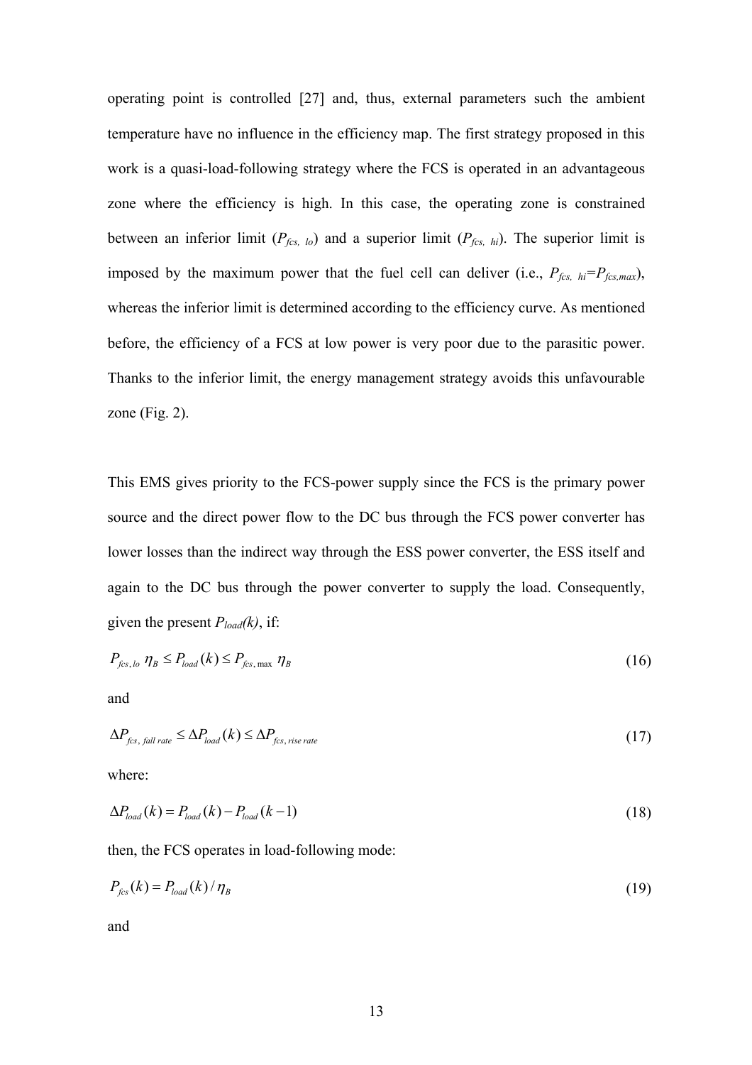operating point is controlled [27] and, thus, external parameters such the ambient temperature have no influence in the efficiency map. The first strategy proposed in this work is a quasi-load-following strategy where the FCS is operated in an advantageous zone where the efficiency is high. In this case, the operating zone is constrained between an inferior limit ($P_{fcs,\ lo}$) and a superior limit ($P_{fcs,\ hi}$). The superior limit is imposed by the maximum power that the fuel cell can deliver (i.e., $P_{fcs,\ hi}=P_{fcs,max}$), whereas the inferior limit is determined according to the efficiency curve. As mentioned before, the efficiency of a FCS at low power is very poor due to the parasitic power. Thanks to the inferior limit, the energy management strategy avoids this unfavourable zone (Fig. 2).

This EMS gives priority to the FCS-power supply since the FCS is the primary power source and the direct power flow to the DC bus through the FCS power converter has lower losses than the indirect way through the ESS power converter, the ESS itself and again to the DC bus through the power converter to supply the load. Consequently, given the present $P_{load}(k)$, if:

$$P_{fcs,lo}\ \eta_B \leq P_{load}(k) \leq P_{fcs,\max}\ \eta_B \tag{16}$$

and

$$\Delta P_{fcs,\ fall\ rate} \leq \Delta P_{load}(k) \leq \Delta P_{fcs,\ rise\ rate} \tag{17}$$

where:

$$\Delta P_{load}(k) = P_{load}(k) - P_{load}(k-1) \tag{18}$$

then, the FCS operates in load-following mode:

$$P_{fcs}(k) = P_{load}(k)/\eta_B \tag{19}$$

and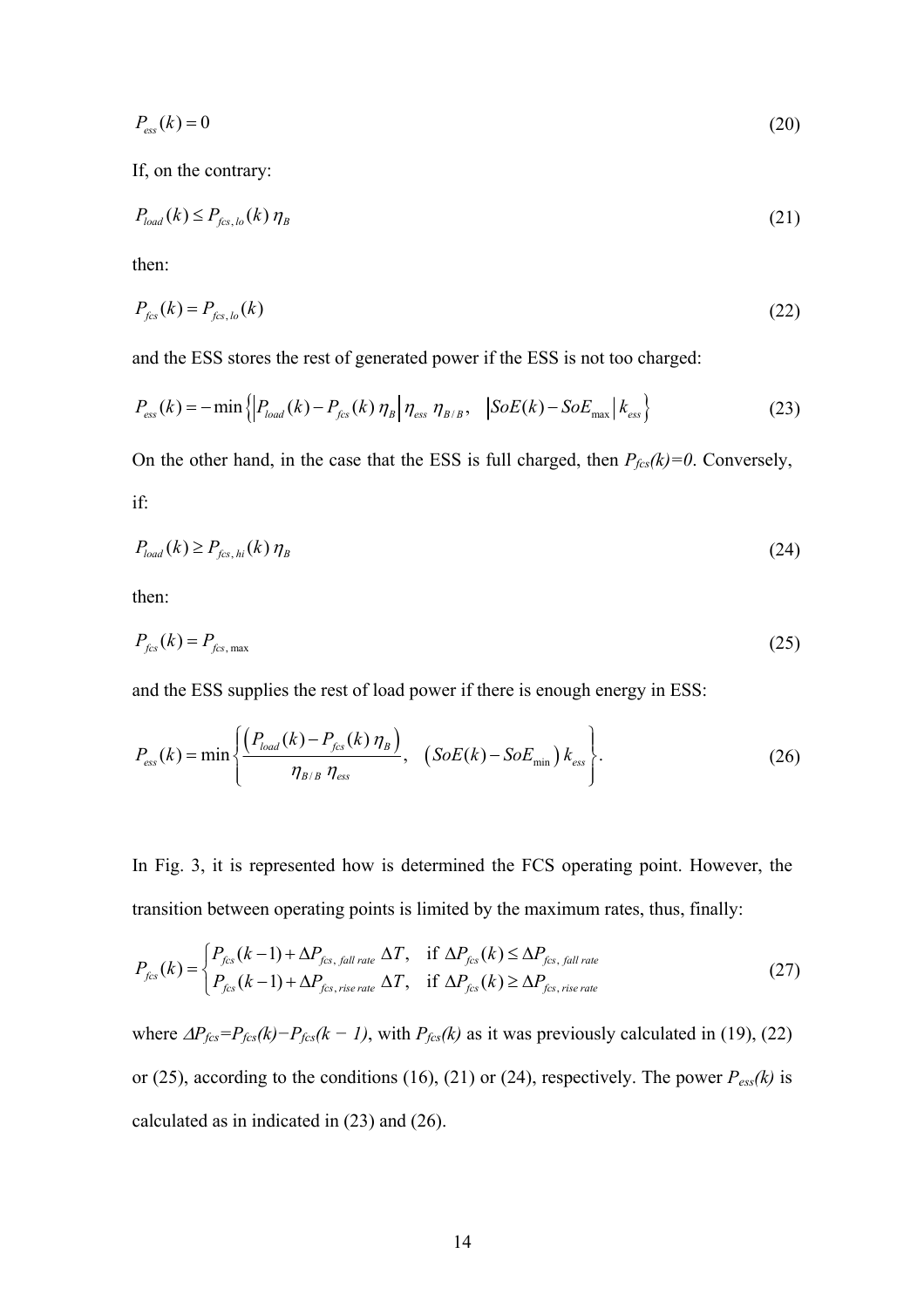$$P_{ess}(k) = 0 \tag{20}$$

If, on the contrary:

$$P_{load}(k) \leq P_{fcs,lo}(k)\,\eta_B \tag{21}$$

then:

$$P_{fcs}(k) = P_{fcs,lo}(k) \tag{22}$$

and the ESS stores the rest of generated power if the ESS is not too charged:

$$P_{ess}(k) = -\min\left\{\left|P_{load}(k) - P_{fcs}(k)\,\eta_B\right|\eta_{ess}\;\eta_{B/B},\quad \left|SoE(k) - SoE_{\max}\right| k_{ess}\right\} \tag{23}$$

On the other hand, in the case that the ESS is full charged, then $P_{fcs}(k)=0$. Conversely, if:

$$P_{load}(k) \geq P_{fcs,hi}(k)\,\eta_B \tag{24}$$

then:

$$P_{fcs}(k) = P_{fcs,\max} \tag{25}$$

and the ESS supplies the rest of load power if there is enough energy in ESS:

$$P_{ess}(k) = \min\left\{\frac{\left(P_{load}(k) - P_{fcs}(k)\,\eta_B\right)}{\eta_{B/B}\;\eta_{ess}},\quad \left(SoE(k) - SoE_{\min}\right) k_{ess}\right\}. \tag{26}$$

In Fig. 3, it is represented how is determined the FCS operating point. However, the transition between operating points is limited by the maximum rates, thus, finally:

$$P_{fcs}(k) = \begin{cases} P_{fcs}(k-1) + \Delta P_{fcs,\,fall\,rate}\;\Delta T, & \text{if } \Delta P_{fcs}(k) \leq \Delta P_{fcs,\,fall\,rate} \\ P_{fcs}(k-1) + \Delta P_{fcs,\,rise\,rate}\;\Delta T, & \text{if } \Delta P_{fcs}(k) \geq \Delta P_{fcs,\,rise\,rate} \end{cases} \tag{27}$$

where $\Delta P_{fcs}=P_{fcs}(k)-P_{fcs}(k-1)$, with $P_{fcs}(k)$ as it was previously calculated in (19), (22) or (25), according to the conditions (16), (21) or (24), respectively. The power $P_{ess}(k)$ is calculated as in indicated in (23) and (26).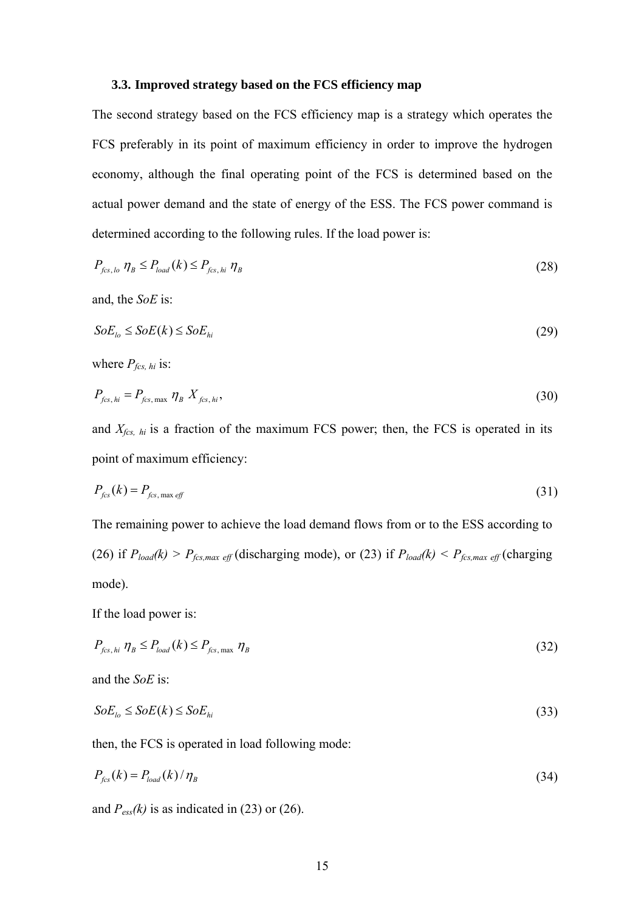### 3.3. Improved strategy based on the FCS efficiency map

The second strategy based on the FCS efficiency map is a strategy which operates the FCS preferably in its point of maximum efficiency in order to improve the hydrogen economy, although the final operating point of the FCS is determined based on the actual power demand and the state of energy of the ESS. The FCS power command is determined according to the following rules. If the load power is:

$$P_{fcs,lo}\ \eta_B \leq P_{load}(k) \leq P_{fcs,hi}\ \eta_B \tag{28}$$

and, the *SoE* is:

$$SoE_{lo} \leq SoE(k) \leq SoE_{hi} \tag{29}$$

where $P_{fcs,\,hi}$ is:

$$P_{fcs,\,hi} = P_{fcs,\,\max}\ \eta_B\ X_{fcs,\,hi}, \tag{30}$$

and $X_{fcs,\,hi}$ is a fraction of the maximum FCS power; then, the FCS is operated in its point of maximum efficiency:

$$P_{fcs}(k) = P_{fcs,\,\max\,eff} \tag{31}$$

The remaining power to achieve the load demand flows from or to the ESS according to (26) if $P_{load}(k) > P_{fcs,max\ eff}$ (discharging mode), or (23) if $P_{load}(k) < P_{fcs,max\ eff}$ (charging mode).

If the load power is:

$$P_{fcs,\,hi}\ \eta_B \leq P_{load}(k) \leq P_{fcs,\,\max}\ \eta_B \tag{32}$$

and the *SoE* is:

$$SoE_{lo} \leq SoE(k) \leq SoE_{hi} \tag{33}$$

then, the FCS is operated in load following mode:

$$P_{fcs}(k) = P_{load}(k)/\eta_B \tag{34}$$

and $P_{ess}(k)$ is as indicated in (23) or (26).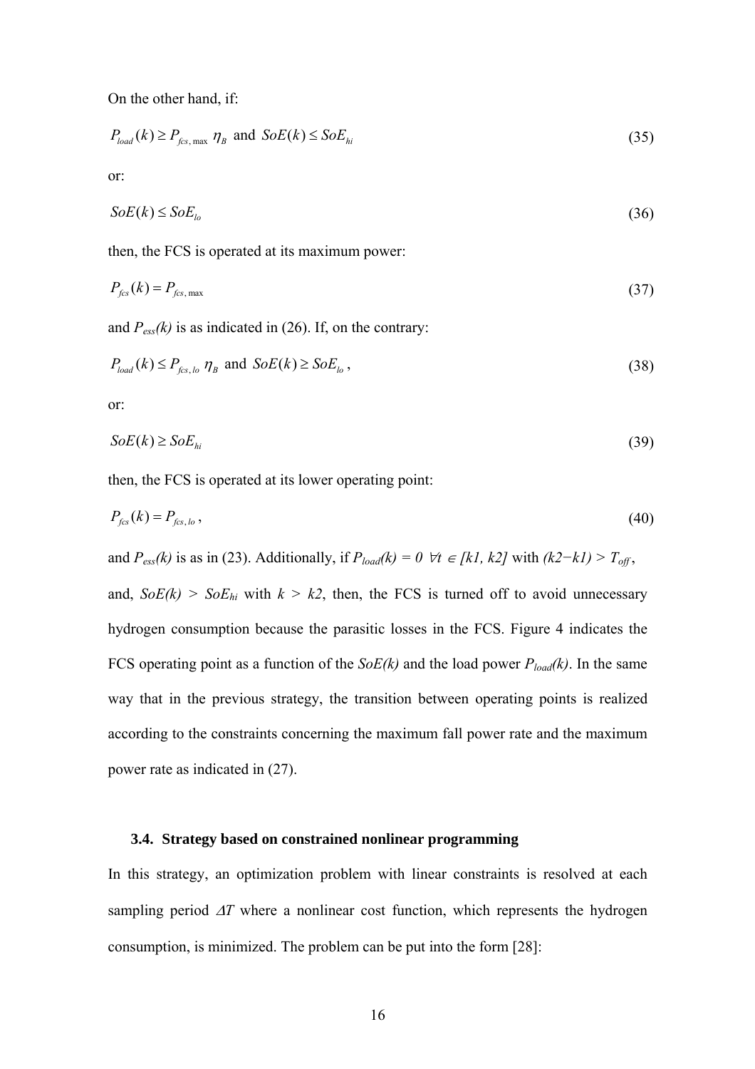On the other hand, if:

$$P_{load}(k) \geq P_{fcs,\max}\ \eta_B \text{ and } SoE(k) \leq SoE_{hi} \tag{35}$$

or:

$$SoE(k) \leq SoE_{lo} \tag{36}$$

then, the FCS is operated at its maximum power:

$$P_{fcs}(k) = P_{fcs,\max} \tag{37}$$

and $P_{ess}(k)$ is as indicated in (26). If, on the contrary:

$$P_{load}(k) \leq P_{fcs,lo}\ \eta_B \text{ and } SoE(k) \geq SoE_{lo}\,, \tag{38}$$

or:

$$SoE(k) \geq SoE_{hi} \tag{39}$$

then, the FCS is operated at its lower operating point:

$$P_{fcs}(k) = P_{fcs,lo}\,, \tag{40}$$

and $P_{ess}(k)$ is as in (23). Additionally, if $P_{load}(k) = 0\ \forall t \in [k1, k2]$ with $(k2-k1) > T_{off}$, and, $SoE(k) > SoE_{hi}$ with $k > k2$, then, the FCS is turned off to avoid unnecessary hydrogen consumption because the parasitic losses in the FCS. Figure 4 indicates the FCS operating point as a function of the $SoE(k)$ and the load power $P_{load}(k)$. In the same way that in the previous strategy, the transition between operating points is realized according to the constraints concerning the maximum fall power rate and the maximum power rate as indicated in (27).

### 3.4. Strategy based on constrained nonlinear programming

In this strategy, an optimization problem with linear constraints is resolved at each sampling period $\Delta T$ where a nonlinear cost function, which represents the hydrogen consumption, is minimized. The problem can be put into the form [28]: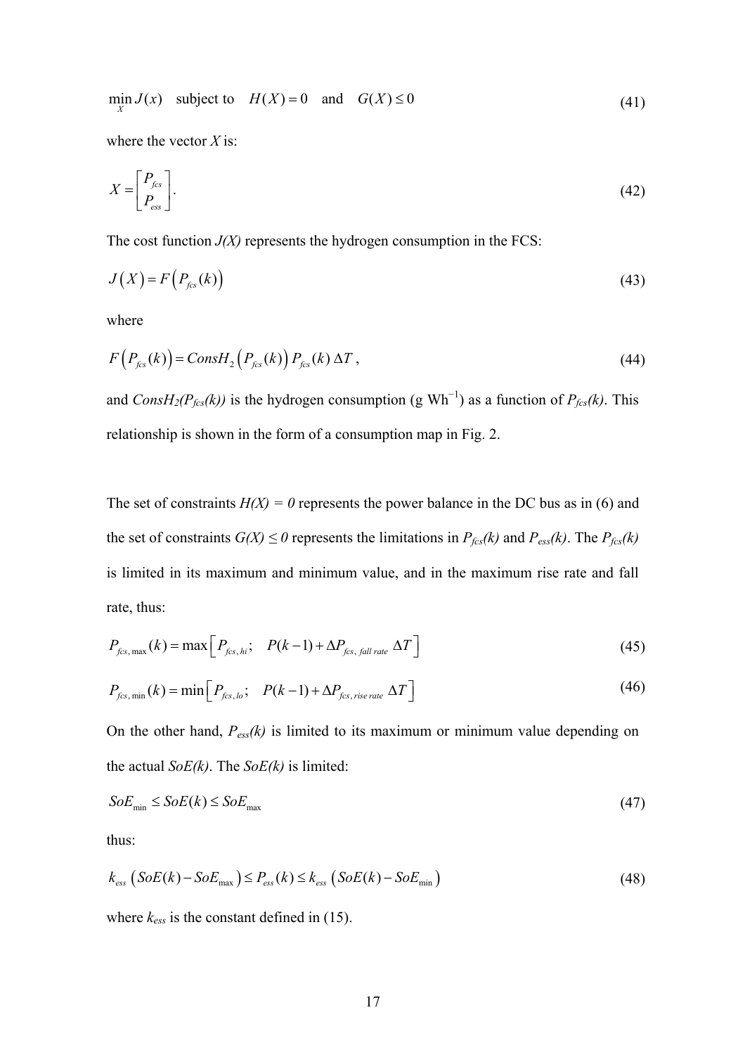$$\min_{X} J(x) \quad \text{subject to} \quad H(X)=0 \quad \text{and} \quad G(X) \leq 0 \tag{41}$$

where the vector $X$ is:

$$X = \begin{bmatrix} P_{fcs} \\ P_{ess} \end{bmatrix}. \tag{42}$$

The cost function $J(X)$ represents the hydrogen consumption in the FCS:

$$J\left(X\right) = F\left(P_{fcs}(k)\right) \tag{43}$$

where

$$F\left(P_{fcs}(k)\right) = ConsH_2\left(P_{fcs}(k)\right) P_{fcs}(k)\,\Delta T\,, \tag{44}$$

and $ConsH_2(P_{fcs}(k))$ is the hydrogen consumption (g $Wh^{-1}$) as a function of $P_{fcs}(k)$. This relationship is shown in the form of a consumption map in Fig. 2.

The set of constraints $H(X) = 0$ represents the power balance in the DC bus as in (6) and the set of constraints $G(X) \leq 0$ represents the limitations in $P_{fcs}(k)$ and $P_{ess}(k)$. The $P_{fcs}(k)$ is limited in its maximum and minimum value, and in the maximum rise rate and fall rate, thus:

$$P_{fcs,\max}(k) = \max\left[P_{fcs,hi};\quad P(k-1) + \Delta P_{fcs,\,fall\,rate}\;\Delta T\right] \tag{45}$$

$$P_{fcs,\min}(k) = \min\left[P_{fcs,lo};\quad P(k-1) + \Delta P_{fcs,\,rise\,rate}\;\Delta T\right] \tag{46}$$

On the other hand, $P_{ess}(k)$ is limited to its maximum or minimum value depending on the actual $SoE(k)$. The $SoE(k)$ is limited:

$$SoE_{\min} \leq SoE(k) \leq SoE_{\max} \tag{47}$$

thus:

$$k_{ess}\left(SoE(k) - SoE_{\max}\right) \leq P_{ess}(k) \leq k_{ess}\left(SoE(k) - SoE_{\min}\right) \tag{48}$$

where $k_{ess}$ is the constant defined in (15).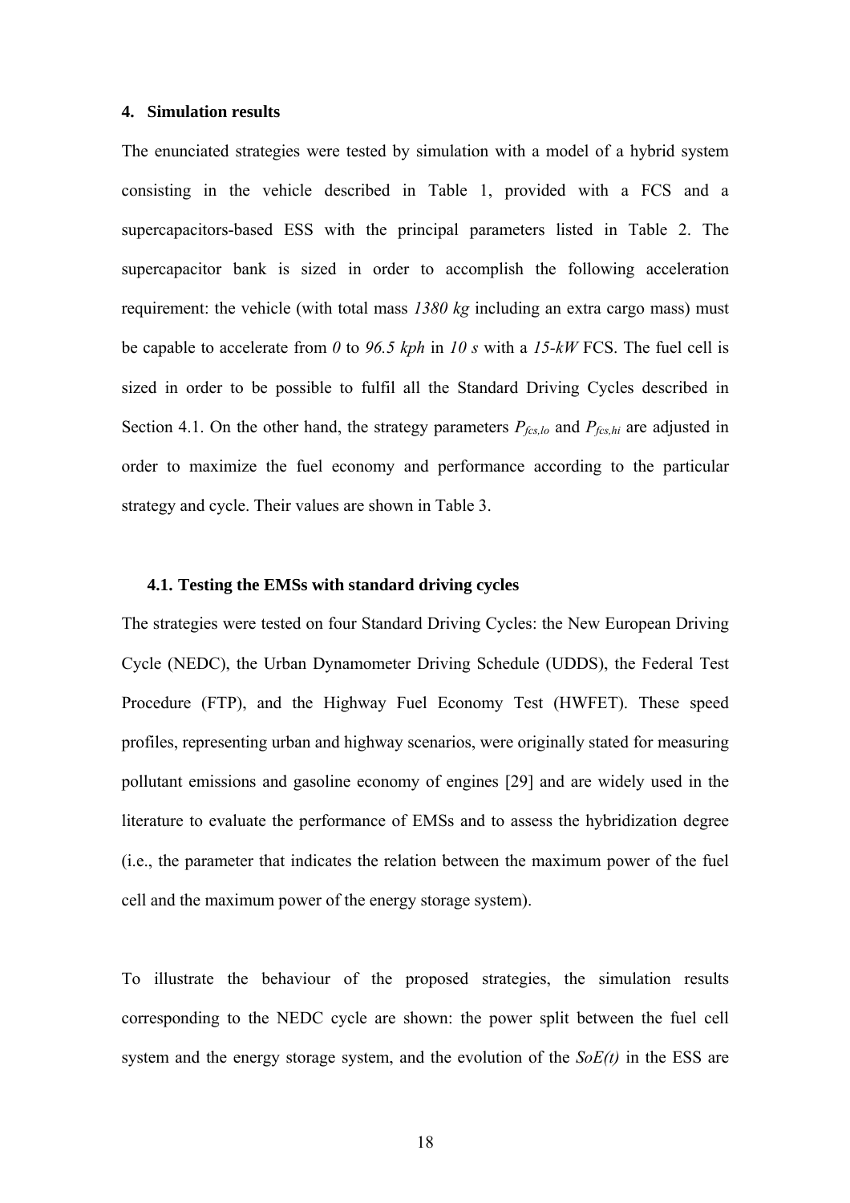## 4. Simulation results

The enunciated strategies were tested by simulation with a model of a hybrid system consisting in the vehicle described in Table 1, provided with a FCS and a supercapacitors-based ESS with the principal parameters listed in Table 2. The supercapacitor bank is sized in order to accomplish the following acceleration requirement: the vehicle (with total mass *1380 kg* including an extra cargo mass) must be capable to accelerate from *0* to *96.5 kph* in *10 s* with a *15-kW* FCS. The fuel cell is sized in order to be possible to fulfil all the Standard Driving Cycles described in Section 4.1. On the other hand, the strategy parameters $P_{fcs,lo}$ and $P_{fcs,hi}$ are adjusted in order to maximize the fuel economy and performance according to the particular strategy and cycle. Their values are shown in Table 3.

### 4.1. Testing the EMSs with standard driving cycles

The strategies were tested on four Standard Driving Cycles: the New European Driving Cycle (NEDC), the Urban Dynamometer Driving Schedule (UDDS), the Federal Test Procedure (FTP), and the Highway Fuel Economy Test (HWFET). These speed profiles, representing urban and highway scenarios, were originally stated for measuring pollutant emissions and gasoline economy of engines [29] and are widely used in the literature to evaluate the performance of EMSs and to assess the hybridization degree (i.e., the parameter that indicates the relation between the maximum power of the fuel cell and the maximum power of the energy storage system).

To illustrate the behaviour of the proposed strategies, the simulation results corresponding to the NEDC cycle are shown: the power split between the fuel cell system and the energy storage system, and the evolution of the *SoE(t)* in the ESS are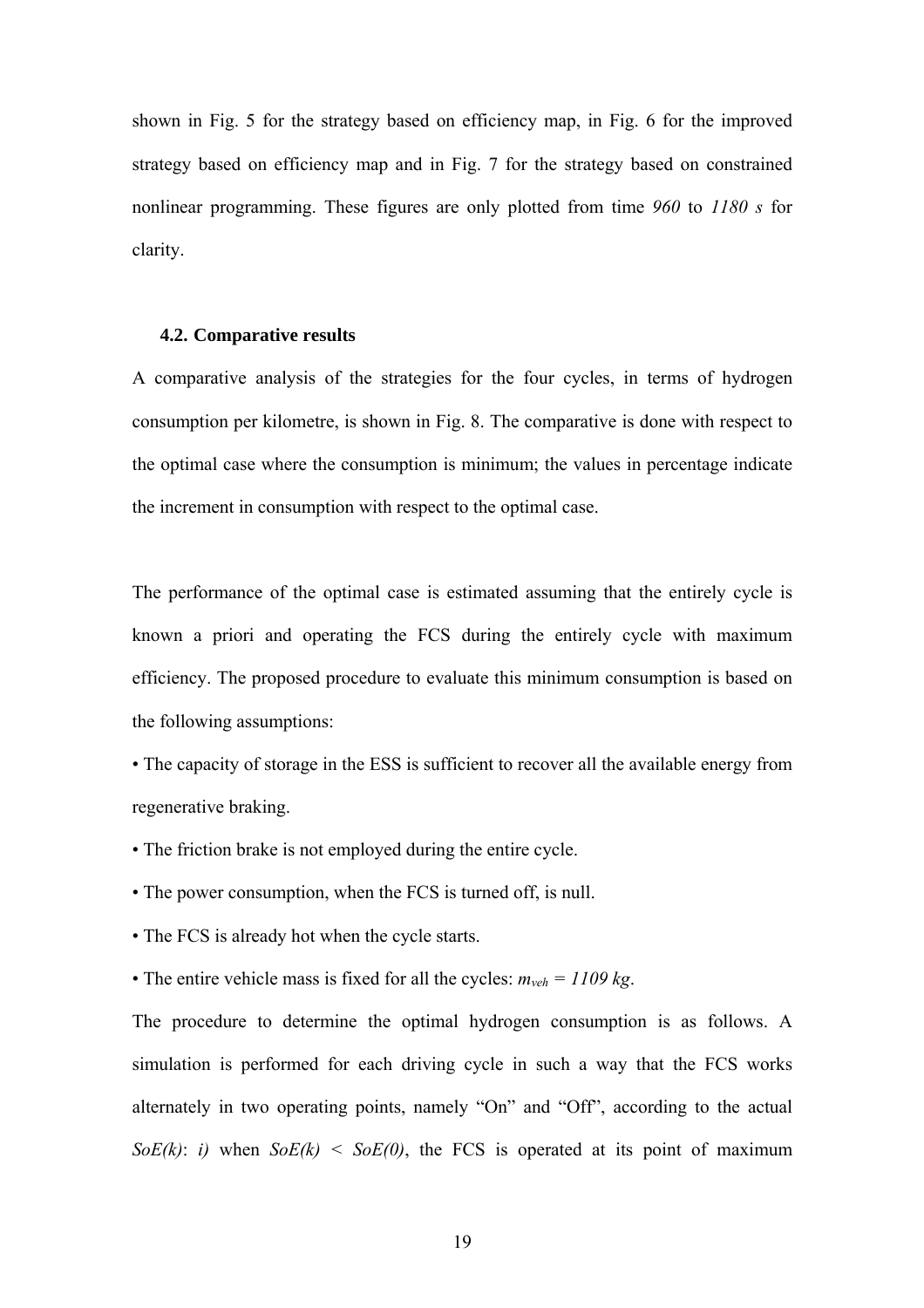shown in Fig. 5 for the strategy based on efficiency map, in Fig. 6 for the improved strategy based on efficiency map and in Fig. 7 for the strategy based on constrained nonlinear programming. These figures are only plotted from time *960* to *1180 s* for clarity.

### 4.2. Comparative results

A comparative analysis of the strategies for the four cycles, in terms of hydrogen consumption per kilometre, is shown in Fig. 8. The comparative is done with respect to the optimal case where the consumption is minimum; the values in percentage indicate the increment in consumption with respect to the optimal case.

The performance of the optimal case is estimated assuming that the entirely cycle is known a priori and operating the FCS during the entirely cycle with maximum efficiency. The proposed procedure to evaluate this minimum consumption is based on the following assumptions:

- The capacity of storage in the ESS is sufficient to recover all the available energy from regenerative braking.
- The friction brake is not employed during the entire cycle.
- The power consumption, when the FCS is turned off, is null.
- The FCS is already hot when the cycle starts.
- The entire vehicle mass is fixed for all the cycles: $m_{veh} = 1109\ kg$.

The procedure to determine the optimal hydrogen consumption is as follows. A simulation is performed for each driving cycle in such a way that the FCS works alternately in two operating points, namely "On" and "Off", according to the actual $SoE(k)$: *i)* when $SoE(k) < SoE(0)$, the FCS is operated at its point of maximum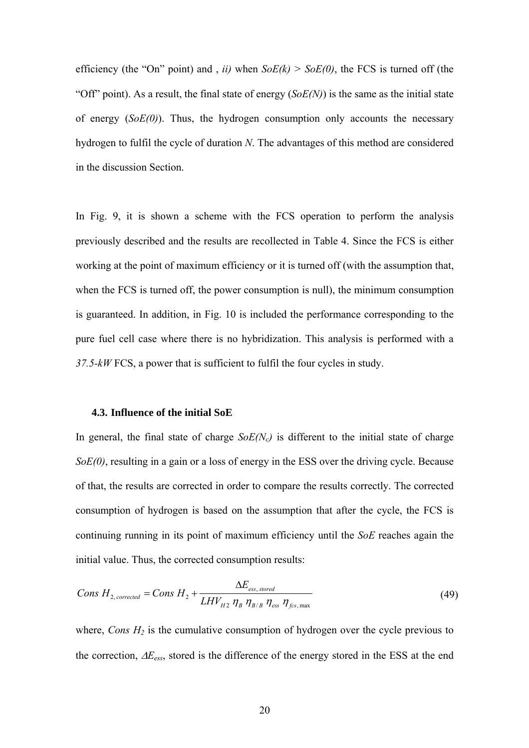efficiency (the "On" point) and , *ii)* when $SoE(k) > SoE(0)$, the FCS is turned off (the "Off" point). As a result, the final state of energy ($SoE(N)$) is the same as the initial state of energy ($SoE(0)$). Thus, the hydrogen consumption only accounts the necessary hydrogen to fulfil the cycle of duration $N$. The advantages of this method are considered in the discussion Section.

In Fig. 9, it is shown a scheme with the FCS operation to perform the analysis previously described and the results are recollected in Table 4. Since the FCS is either working at the point of maximum efficiency or it is turned off (with the assumption that, when the FCS is turned off, the power consumption is null), the minimum consumption is guaranteed. In addition, in Fig. 10 is included the performance corresponding to the pure fuel cell case where there is no hybridization. This analysis is performed with a *37.5-kW* FCS, a power that is sufficient to fulfil the four cycles in study.

### 4.3. Influence of the initial SoE

In general, the final state of charge $SoE(N_c)$ is different to the initial state of charge $SoE(0)$, resulting in a gain or a loss of energy in the ESS over the driving cycle. Because of that, the results are corrected in order to compare the results correctly. The corrected consumption of hydrogen is based on the assumption that after the cycle, the FCS is continuing running in its point of maximum efficiency until the $SoE$ reaches again the initial value. Thus, the corrected consumption results:

$$Cons\ H_{2,\,corrected} = Cons\ H_2 + \frac{\Delta E_{ess,\,stored}}{LHV_{H2}\ \eta_B\ \eta_{B/B}\ \eta_{ess}\ \eta_{fcs,\max}} \tag{49}$$

where, $Cons\ H_2$ is the cumulative consumption of hydrogen over the cycle previous to the correction, $\Delta E_{ess}$, stored is the difference of the energy stored in the ESS at the end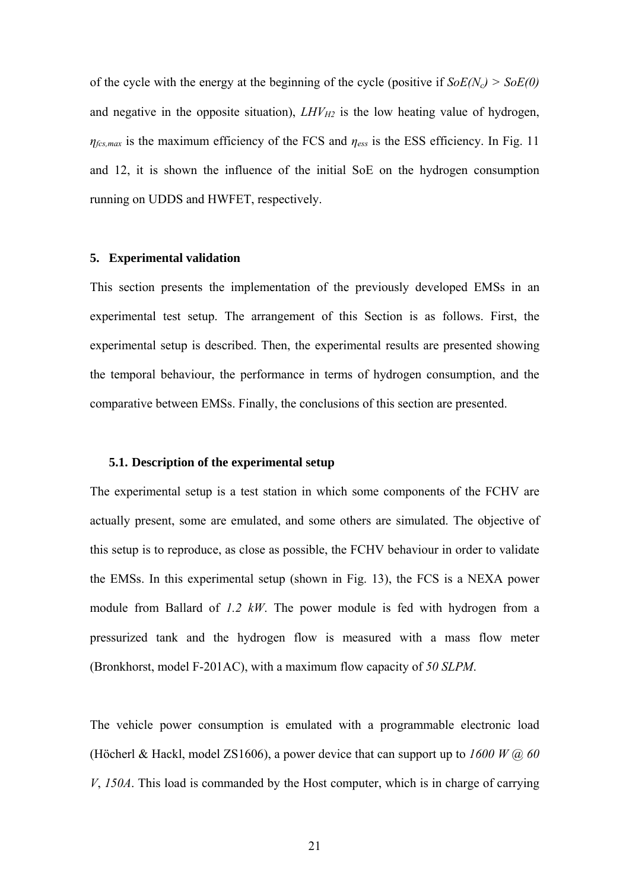of the cycle with the energy at the beginning of the cycle (positive if $SoE(N_c) > SoE(0)$ and negative in the opposite situation), $LHV_{H2}$ is the low heating value of hydrogen, $\eta_{fcs,max}$ is the maximum efficiency of the FCS and $\eta_{ess}$ is the ESS efficiency. In Fig. 11 and 12, it is shown the influence of the initial SoE on the hydrogen consumption running on UDDS and HWFET, respectively.

## 5. Experimental validation

This section presents the implementation of the previously developed EMSs in an experimental test setup. The arrangement of this Section is as follows. First, the experimental setup is described. Then, the experimental results are presented showing the temporal behaviour, the performance in terms of hydrogen consumption, and the comparative between EMSs. Finally, the conclusions of this section are presented.

### 5.1. Description of the experimental setup

The experimental setup is a test station in which some components of the FCHV are actually present, some are emulated, and some others are simulated. The objective of this setup is to reproduce, as close as possible, the FCHV behaviour in order to validate the EMSs. In this experimental setup (shown in Fig. 13), the FCS is a NEXA power module from Ballard of *1.2 kW*. The power module is fed with hydrogen from a pressurized tank and the hydrogen flow is measured with a mass flow meter (Bronkhorst, model F-201AC), with a maximum flow capacity of *50 SLPM*.

The vehicle power consumption is emulated with a programmable electronic load (Höcherl & Hackl, model ZS1606), a power device that can support up to *1600 W @ 60 V*, *150A*. This load is commanded by the Host computer, which is in charge of carrying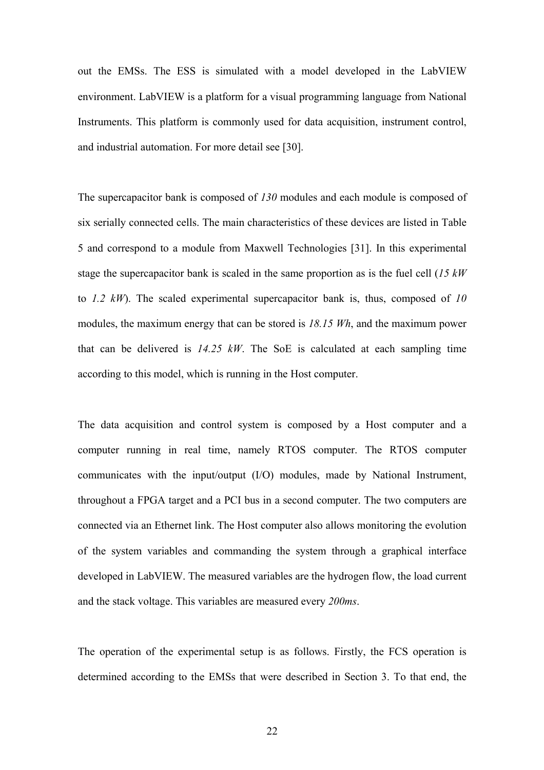out the EMSs. The ESS is simulated with a model developed in the LabVIEW environment. LabVIEW is a platform for a visual programming language from National Instruments. This platform is commonly used for data acquisition, instrument control, and industrial automation. For more detail see [30].

The supercapacitor bank is composed of *130* modules and each module is composed of six serially connected cells. The main characteristics of these devices are listed in Table 5 and correspond to a module from Maxwell Technologies [31]. In this experimental stage the supercapacitor bank is scaled in the same proportion as is the fuel cell (*15 kW* to *1.2 kW*). The scaled experimental supercapacitor bank is, thus, composed of *10* modules, the maximum energy that can be stored is *18.15 Wh*, and the maximum power that can be delivered is *14.25 kW*. The SoE is calculated at each sampling time according to this model, which is running in the Host computer.

The data acquisition and control system is composed by a Host computer and a computer running in real time, namely RTOS computer. The RTOS computer communicates with the input/output (I/O) modules, made by National Instrument, throughout a FPGA target and a PCI bus in a second computer. The two computers are connected via an Ethernet link. The Host computer also allows monitoring the evolution of the system variables and commanding the system through a graphical interface developed in LabVIEW. The measured variables are the hydrogen flow, the load current and the stack voltage. This variables are measured every *200ms*.

The operation of the experimental setup is as follows. Firstly, the FCS operation is determined according to the EMSs that were described in Section 3. To that end, the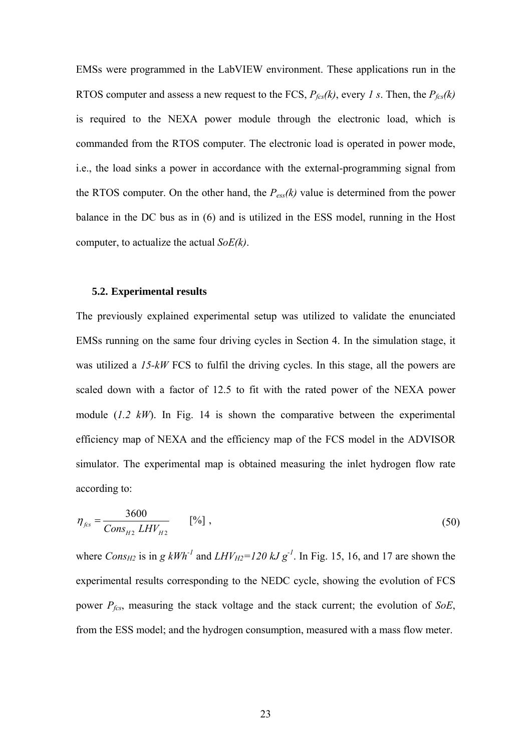EMSs were programmed in the LabVIEW environment. These applications run in the RTOS computer and assess a new request to the FCS, $P_{fcs}(k)$, every *1 s*. Then, the $P_{fcs}(k)$ is required to the NEXA power module through the electronic load, which is commanded from the RTOS computer. The electronic load is operated in power mode, i.e., the load sinks a power in accordance with the external-programming signal from the RTOS computer. On the other hand, the $P_{ess}(k)$ value is determined from the power balance in the DC bus as in (6) and is utilized in the ESS model, running in the Host computer, to actualize the actual *SoE(k)*.

### 5.2. Experimental results

The previously explained experimental setup was utilized to validate the enunciated EMSs running on the same four driving cycles in Section 4. In the simulation stage, it was utilized a *15-kW* FCS to fulfil the driving cycles. In this stage, all the powers are scaled down with a factor of 12.5 to fit with the rated power of the NEXA power module (*1.2 kW*). In Fig. 14 is shown the comparative between the experimental efficiency map of NEXA and the efficiency map of the FCS model in the ADVISOR simulator. The experimental map is obtained measuring the inlet hydrogen flow rate according to:

$$\eta_{fcs} = \frac{3600}{Cons_{H2}\ LHV_{H2}} \qquad [\%] \ , \tag{50}$$

where $Cons_{H2}$ is in $g\ kWh^{-1}$ and $LHV_{H2}=120\ kJ\ g^{-1}$. In Fig. 15, 16, and 17 are shown the experimental results corresponding to the NEDC cycle, showing the evolution of FCS power $P_{fcs}$, measuring the stack voltage and the stack current; the evolution of *SoE*, from the ESS model; and the hydrogen consumption, measured with a mass flow meter.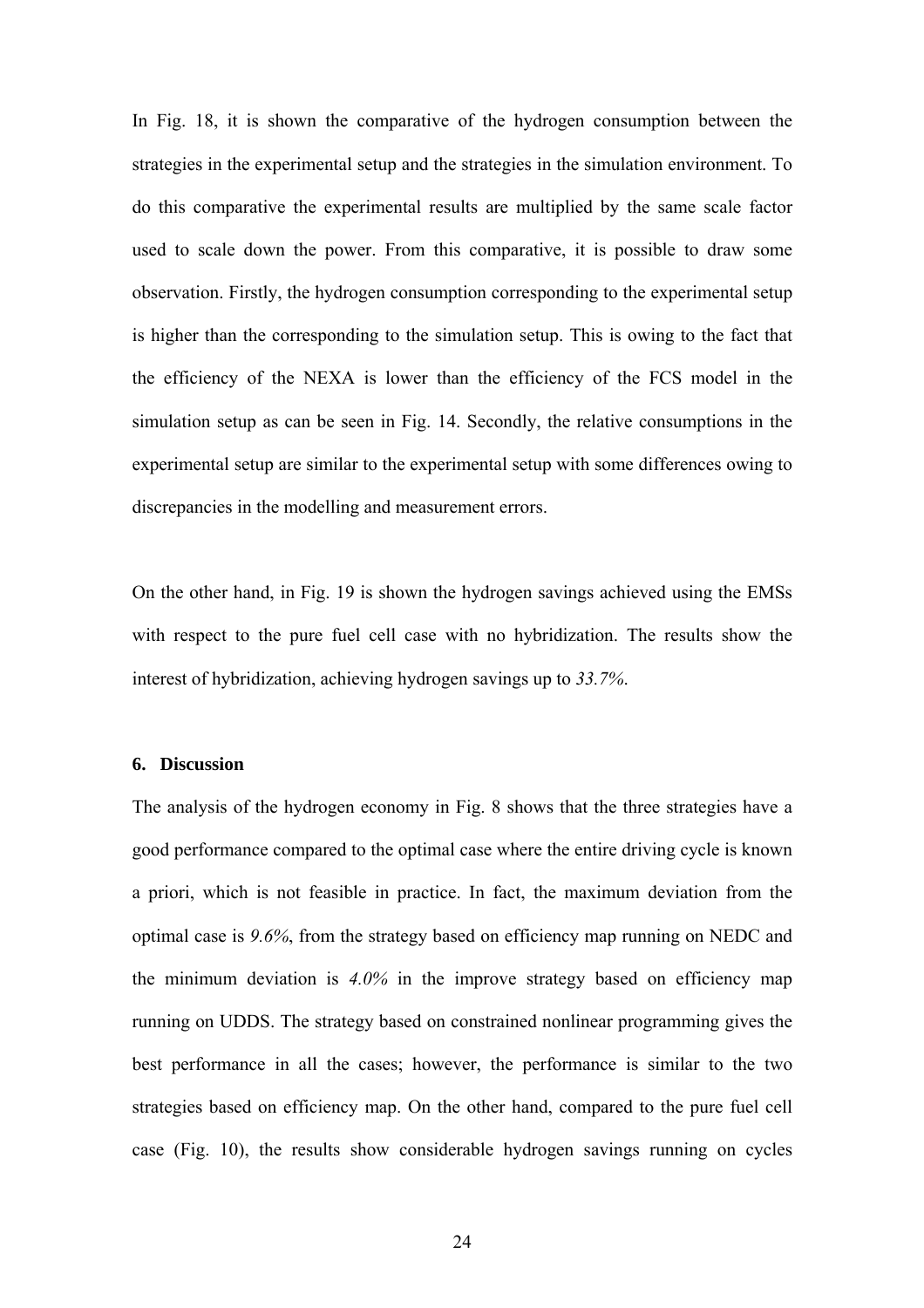In Fig. 18, it is shown the comparative of the hydrogen consumption between the strategies in the experimental setup and the strategies in the simulation environment. To do this comparative the experimental results are multiplied by the same scale factor used to scale down the power. From this comparative, it is possible to draw some observation. Firstly, the hydrogen consumption corresponding to the experimental setup is higher than the corresponding to the simulation setup. This is owing to the fact that the efficiency of the NEXA is lower than the efficiency of the FCS model in the simulation setup as can be seen in Fig. 14. Secondly, the relative consumptions in the experimental setup are similar to the experimental setup with some differences owing to discrepancies in the modelling and measurement errors.

On the other hand, in Fig. 19 is shown the hydrogen savings achieved using the EMSs with respect to the pure fuel cell case with no hybridization. The results show the interest of hybridization, achieving hydrogen savings up to *33.7%*.

## 6. Discussion

The analysis of the hydrogen economy in Fig. 8 shows that the three strategies have a good performance compared to the optimal case where the entire driving cycle is known a priori, which is not feasible in practice. In fact, the maximum deviation from the optimal case is *9.6%*, from the strategy based on efficiency map running on NEDC and the minimum deviation is *4.0%* in the improve strategy based on efficiency map running on UDDS. The strategy based on constrained nonlinear programming gives the best performance in all the cases; however, the performance is similar to the two strategies based on efficiency map. On the other hand, compared to the pure fuel cell case (Fig. 10), the results show considerable hydrogen savings running on cycles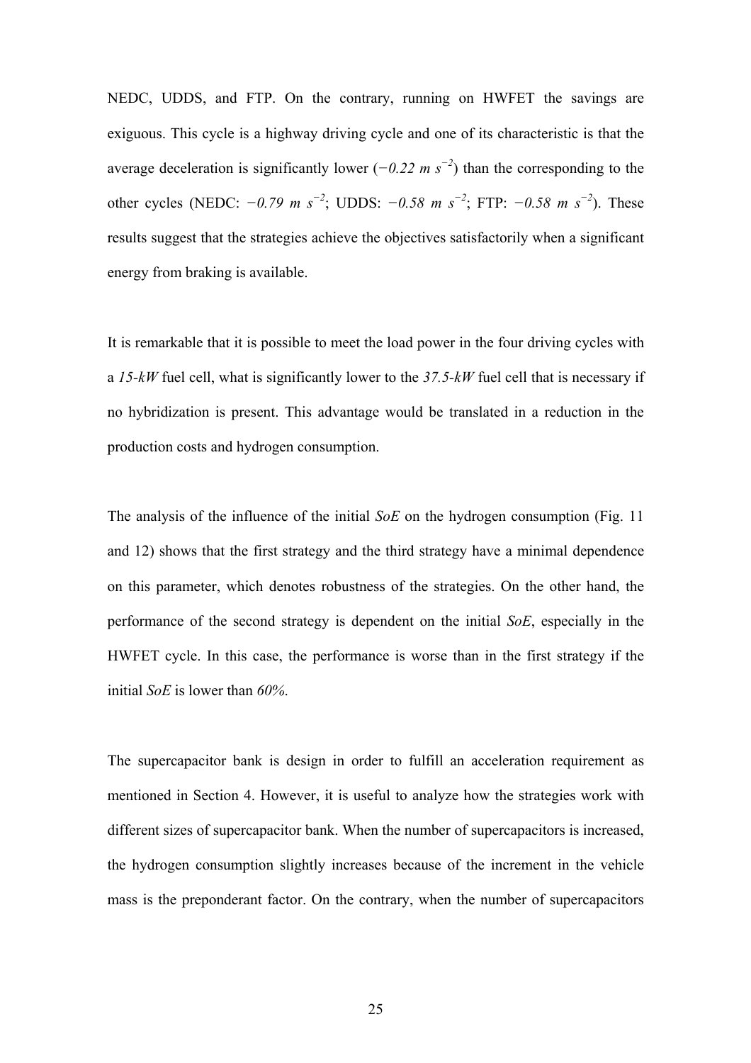NEDC, UDDS, and FTP. On the contrary, running on HWFET the savings are exiguous. This cycle is a highway driving cycle and one of its characteristic is that the average deceleration is significantly lower ($-0.22\ m\ s^{-2}$) than the corresponding to the other cycles (NEDC: $-0.79\ m\ s^{-2}$; UDDS: $-0.58\ m\ s^{-2}$; FTP: $-0.58\ m\ s^{-2}$). These results suggest that the strategies achieve the objectives satisfactorily when a significant energy from braking is available.

It is remarkable that it is possible to meet the load power in the four driving cycles with a *15-kW* fuel cell, what is significantly lower to the *37.5-kW* fuel cell that is necessary if no hybridization is present. This advantage would be translated in a reduction in the production costs and hydrogen consumption.

The analysis of the influence of the initial *SoE* on the hydrogen consumption (Fig. 11 and 12) shows that the first strategy and the third strategy have a minimal dependence on this parameter, which denotes robustness of the strategies. On the other hand, the performance of the second strategy is dependent on the initial *SoE*, especially in the HWFET cycle. In this case, the performance is worse than in the first strategy if the initial *SoE* is lower than *60%*.

The supercapacitor bank is design in order to fulfill an acceleration requirement as mentioned in Section 4. However, it is useful to analyze how the strategies work with different sizes of supercapacitor bank. When the number of supercapacitors is increased, the hydrogen consumption slightly increases because of the increment in the vehicle mass is the preponderant factor. On the contrary, when the number of supercapacitors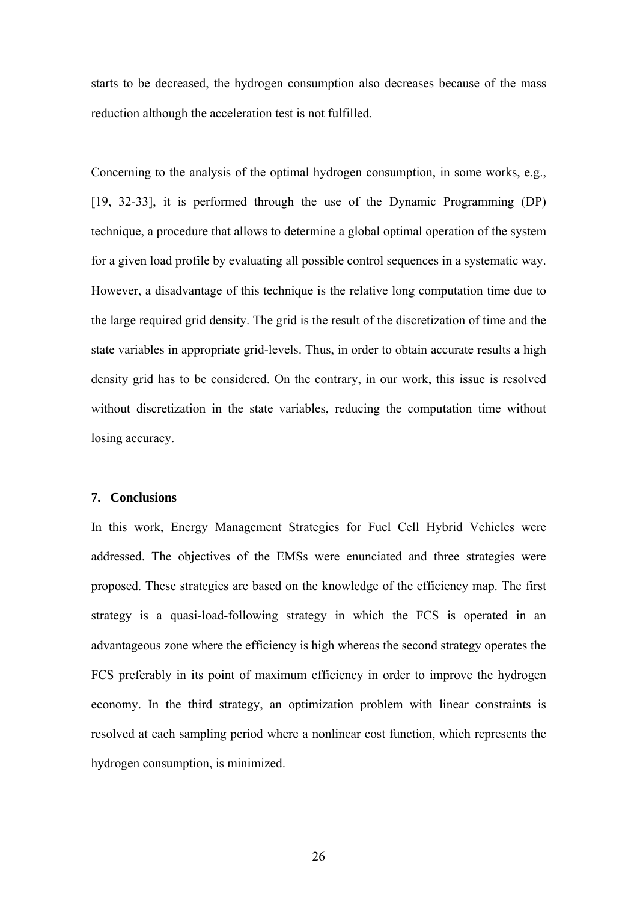starts to be decreased, the hydrogen consumption also decreases because of the mass reduction although the acceleration test is not fulfilled.

Concerning to the analysis of the optimal hydrogen consumption, in some works, e.g., [19, 32-33], it is performed through the use of the Dynamic Programming (DP) technique, a procedure that allows to determine a global optimal operation of the system for a given load profile by evaluating all possible control sequences in a systematic way. However, a disadvantage of this technique is the relative long computation time due to the large required grid density. The grid is the result of the discretization of time and the state variables in appropriate grid-levels. Thus, in order to obtain accurate results a high density grid has to be considered. On the contrary, in our work, this issue is resolved without discretization in the state variables, reducing the computation time without losing accuracy.

## 7. Conclusions

In this work, Energy Management Strategies for Fuel Cell Hybrid Vehicles were addressed. The objectives of the EMSs were enunciated and three strategies were proposed. These strategies are based on the knowledge of the efficiency map. The first strategy is a quasi-load-following strategy in which the FCS is operated in an advantageous zone where the efficiency is high whereas the second strategy operates the FCS preferably in its point of maximum efficiency in order to improve the hydrogen economy. In the third strategy, an optimization problem with linear constraints is resolved at each sampling period where a nonlinear cost function, which represents the hydrogen consumption, is minimized.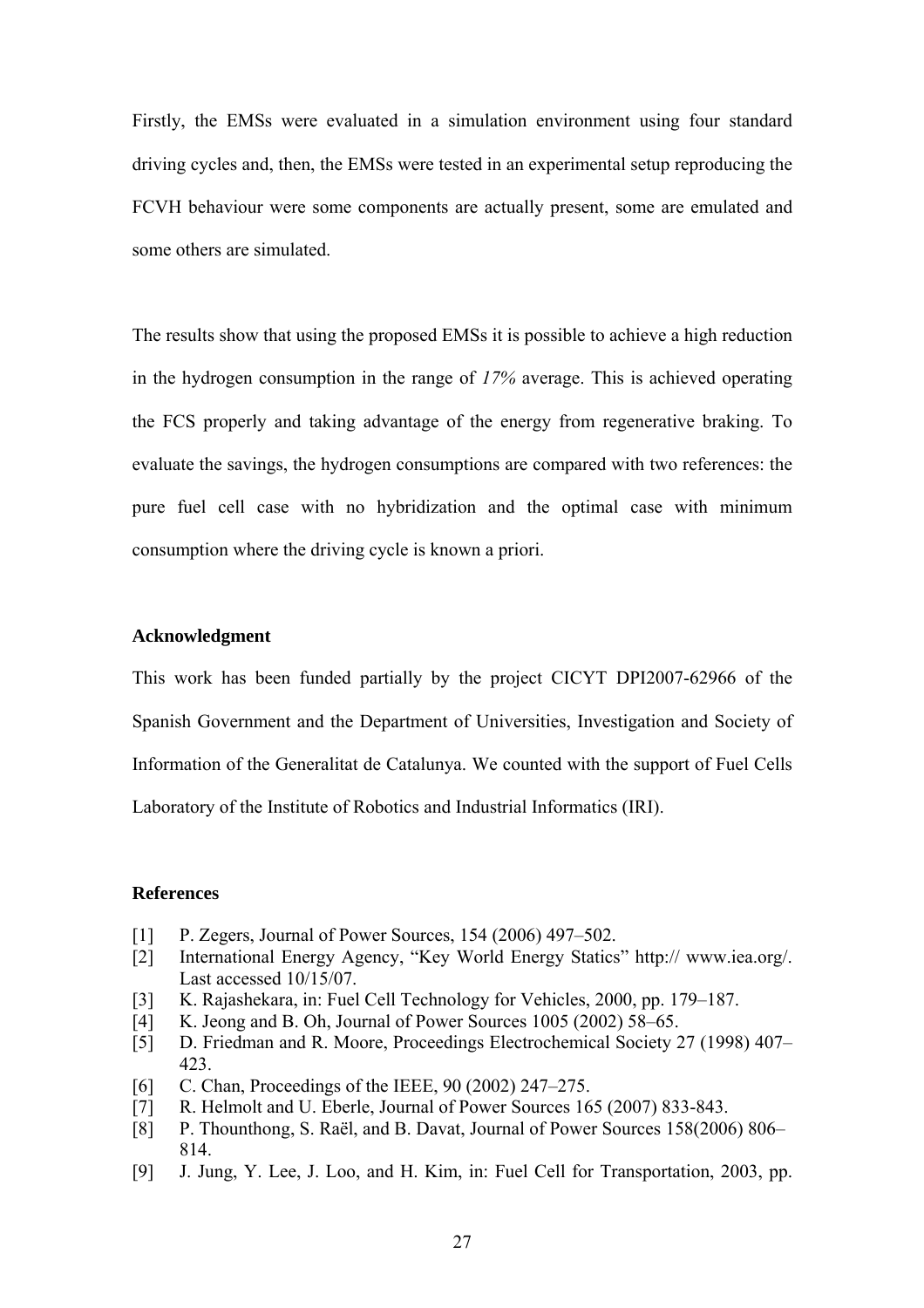Firstly, the EMSs were evaluated in a simulation environment using four standard driving cycles and, then, the EMSs were tested in an experimental setup reproducing the FCVH behaviour were some components are actually present, some are emulated and some others are simulated.

The results show that using the proposed EMSs it is possible to achieve a high reduction in the hydrogen consumption in the range of *17%* average. This is achieved operating the FCS properly and taking advantage of the energy from regenerative braking. To evaluate the savings, the hydrogen consumptions are compared with two references: the pure fuel cell case with no hybridization and the optimal case with minimum consumption where the driving cycle is known a priori.

### Acknowledgment

This work has been funded partially by the project CICYT DPI2007-62966 of the Spanish Government and the Department of Universities, Investigation and Society of Information of the Generalitat de Catalunya. We counted with the support of Fuel Cells Laboratory of the Institute of Robotics and Industrial Informatics (IRI).

### References

[1] P. Zegers, Journal of Power Sources, 154 (2006) 497–502.
[2] International Energy Agency, "Key World Energy Statics" http:// www.iea.org/. Last accessed 10/15/07.
[3] K. Rajashekara, in: Fuel Cell Technology for Vehicles, 2000, pp. 179–187.
[4] K. Jeong and B. Oh, Journal of Power Sources 1005 (2002) 58–65.
[5] D. Friedman and R. Moore, Proceedings Electrochemical Society 27 (1998) 407–423.
[6] C. Chan, Proceedings of the IEEE, 90 (2002) 247–275.
[7] R. Helmolt and U. Eberle, Journal of Power Sources 165 (2007) 833-843.
[8] P. Thounthong, S. Raël, and B. Davat, Journal of Power Sources 158(2006) 806–814.
[9] J. Jung, Y. Lee, J. Loo, and H. Kim, in: Fuel Cell for Transportation, 2003, pp.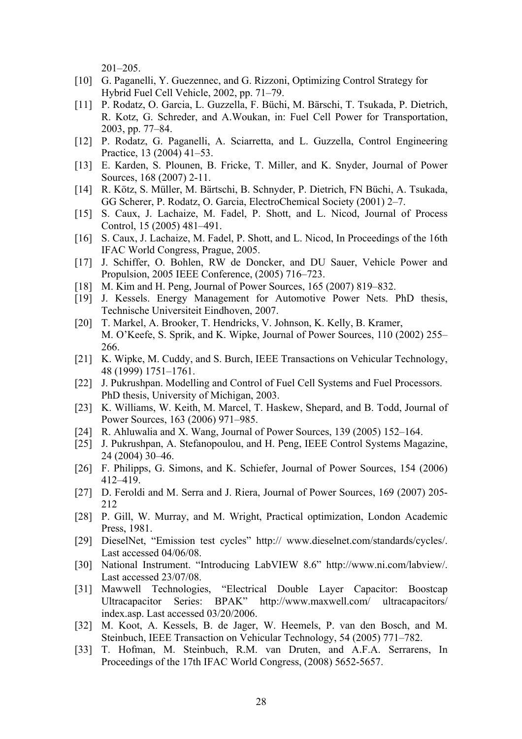201–205.

[10] G. Paganelli, Y. Guezennec, and G. Rizzoni, Optimizing Control Strategy for Hybrid Fuel Cell Vehicle, 2002, pp. 71–79.

[11] P. Rodatz, O. Garcia, L. Guzzella, F. Büchi, M. Bärschi, T. Tsukada, P. Dietrich, R. Kotz, G. Schreder, and A.Woukan, in: Fuel Cell Power for Transportation, 2003, pp. 77–84.

[12] P. Rodatz, G. Paganelli, A. Sciarretta, and L. Guzzella, Control Engineering Practice, 13 (2004) 41–53.

[13] E. Karden, S. Plounen, B. Fricke, T. Miller, and K. Snyder, Journal of Power Sources, 168 (2007) 2-11.

[14] R. Kötz, S. Müller, M. Bärtschi, B. Schnyder, P. Dietrich, FN Büchi, A. Tsukada, GG Scherer, P. Rodatz, O. Garcia, ElectroChemical Society (2001) 2–7.

[15] S. Caux, J. Lachaize, M. Fadel, P. Shott, and L. Nicod, Journal of Process Control, 15 (2005) 481–491.

[16] S. Caux, J. Lachaize, M. Fadel, P. Shott, and L. Nicod, In Proceedings of the 16th IFAC World Congress, Prague, 2005.

[17] J. Schiffer, O. Bohlen, RW de Doncker, and DU Sauer, Vehicle Power and Propulsion, 2005 IEEE Conference, (2005) 716–723.

[18] M. Kim and H. Peng, Journal of Power Sources, 165 (2007) 819–832.

[19] J. Kessels. Energy Management for Automotive Power Nets. PhD thesis, Technische Universiteit Eindhoven, 2007.

[20] T. Markel, A. Brooker, T. Hendricks, V. Johnson, K. Kelly, B. Kramer, M. O'Keefe, S. Sprik, and K. Wipke, Journal of Power Sources, 110 (2002) 255–266.

[21] K. Wipke, M. Cuddy, and S. Burch, IEEE Transactions on Vehicular Technology, 48 (1999) 1751–1761.

[22] J. Pukrushpan. Modelling and Control of Fuel Cell Systems and Fuel Processors. PhD thesis, University of Michigan, 2003.

[23] K. Williams, W. Keith, M. Marcel, T. Haskew, Shepard, and B. Todd, Journal of Power Sources, 163 (2006) 971–985.

[24] R. Ahluwalia and X. Wang, Journal of Power Sources, 139 (2005) 152–164.

[25] J. Pukrushpan, A. Stefanopoulou, and H. Peng, IEEE Control Systems Magazine, 24 (2004) 30–46.

[26] F. Philipps, G. Simons, and K. Schiefer, Journal of Power Sources, 154 (2006) 412–419.

[27] D. Feroldi and M. Serra and J. Riera, Journal of Power Sources, 169 (2007) 205-212

[28] P. Gill, W. Murray, and M. Wright, Practical optimization, London Academic Press, 1981.

[29] DieselNet, "Emission test cycles" http:// www.dieselnet.com/standards/cycles/. Last accessed 04/06/08.

[30] National Instrument. "Introducing LabVIEW 8.6" http://www.ni.com/labview/. Last accessed 23/07/08.

[31] Mawwell Technologies, "Electrical Double Layer Capacitor: Boostcap Ultracapacitor Series: BPAK" http://www.maxwell.com/ ultracapacitors/ index.asp. Last accessed 03/20/2006.

[32] M. Koot, A. Kessels, B. de Jager, W. Heemels, P. van den Bosch, and M. Steinbuch, IEEE Transaction on Vehicular Technology, 54 (2005) 771–782.

[33] T. Hofman, M. Steinbuch, R.M. van Druten, and A.F.A. Serrarens, In Proceedings of the 17th IFAC World Congress, (2008) 5652-5657.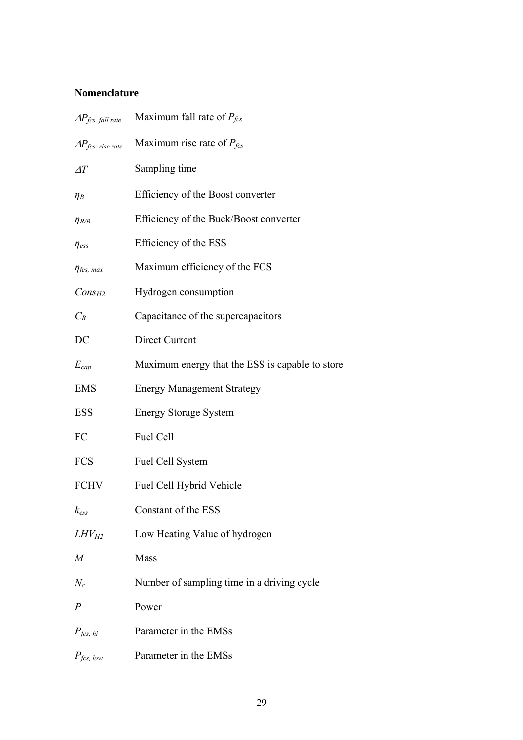### Nomenclature

| | |
|---|---|
| $\Delta P_{fcs,\ fall\ rate}$ | Maximum fall rate of $P_{fcs}$ |
| $\Delta P_{fcs,\ rise\ rate}$ | Maximum rise rate of $P_{fcs}$ |
| $\Delta T$ | Sampling time |
| $\eta_B$ | Efficiency of the Boost converter |
| $\eta_{B/B}$ | Efficiency of the Buck/Boost converter |
| $\eta_{ess}$ | Efficiency of the ESS |
| $\eta_{fcs,\ max}$ | Maximum efficiency of the FCS |
| $Cons_{H2}$ | Hydrogen consumption |
| $C_R$ | Capacitance of the supercapacitors |
| DC | Direct Current |
| $E_{cap}$ | Maximum energy that the ESS is capable to store |
| EMS | Energy Management Strategy |
| ESS | Energy Storage System |
| FC | Fuel Cell |
| FCS | Fuel Cell System |
| FCHV | Fuel Cell Hybrid Vehicle |
| $k_{ess}$ | Constant of the ESS |
| $LHV_{H2}$ | Low Heating Value of hydrogen |
| $M$ | Mass |
| $N_c$ | Number of sampling time in a driving cycle |
| $P$ | Power |
| $P_{fcs,\ hi}$ | Parameter in the EMSs |
| $P_{fcs,\ low}$ | Parameter in the EMSs |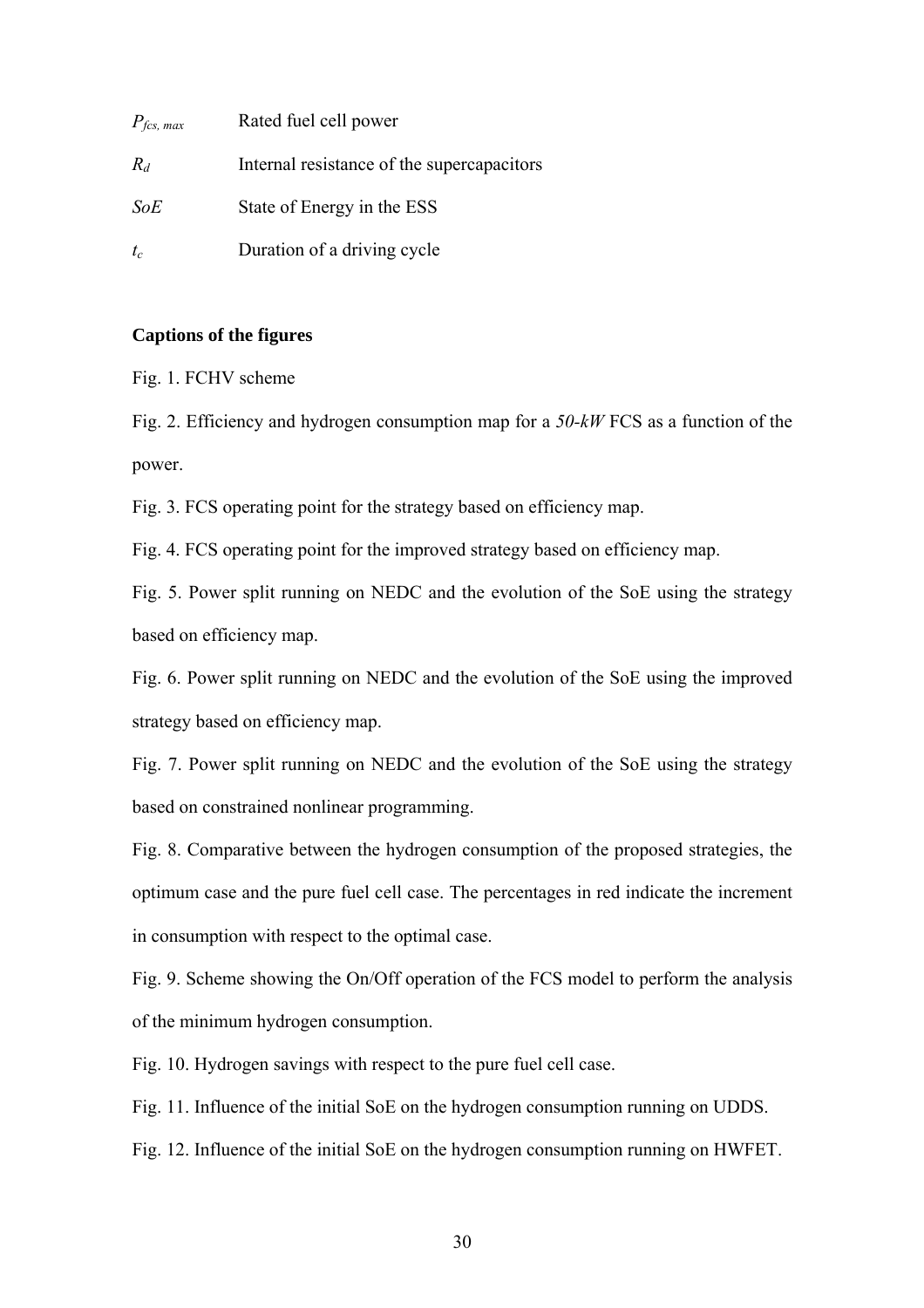| | |
|---|---|
| $P_{fcs,\,max}$ | Rated fuel cell power |
| $R_d$ | Internal resistance of the supercapacitors |
| $SoE$ | State of Energy in the ESS |
| $t_c$ | Duration of a driving cycle |

**Captions of the figures**

Fig. 1. FCHV scheme

Fig. 2. Efficiency and hydrogen consumption map for a *50-kW* FCS as a function of the power.

Fig. 3. FCS operating point for the strategy based on efficiency map.

Fig. 4. FCS operating point for the improved strategy based on efficiency map.

Fig. 5. Power split running on NEDC and the evolution of the SoE using the strategy based on efficiency map.

Fig. 6. Power split running on NEDC and the evolution of the SoE using the improved strategy based on efficiency map.

Fig. 7. Power split running on NEDC and the evolution of the SoE using the strategy based on constrained nonlinear programming.

Fig. 8. Comparative between the hydrogen consumption of the proposed strategies, the optimum case and the pure fuel cell case. The percentages in red indicate the increment in consumption with respect to the optimal case.

Fig. 9. Scheme showing the On/Off operation of the FCS model to perform the analysis of the minimum hydrogen consumption.

Fig. 10. Hydrogen savings with respect to the pure fuel cell case.

Fig. 11. Influence of the initial SoE on the hydrogen consumption running on UDDS.

Fig. 12. Influence of the initial SoE on the hydrogen consumption running on HWFET.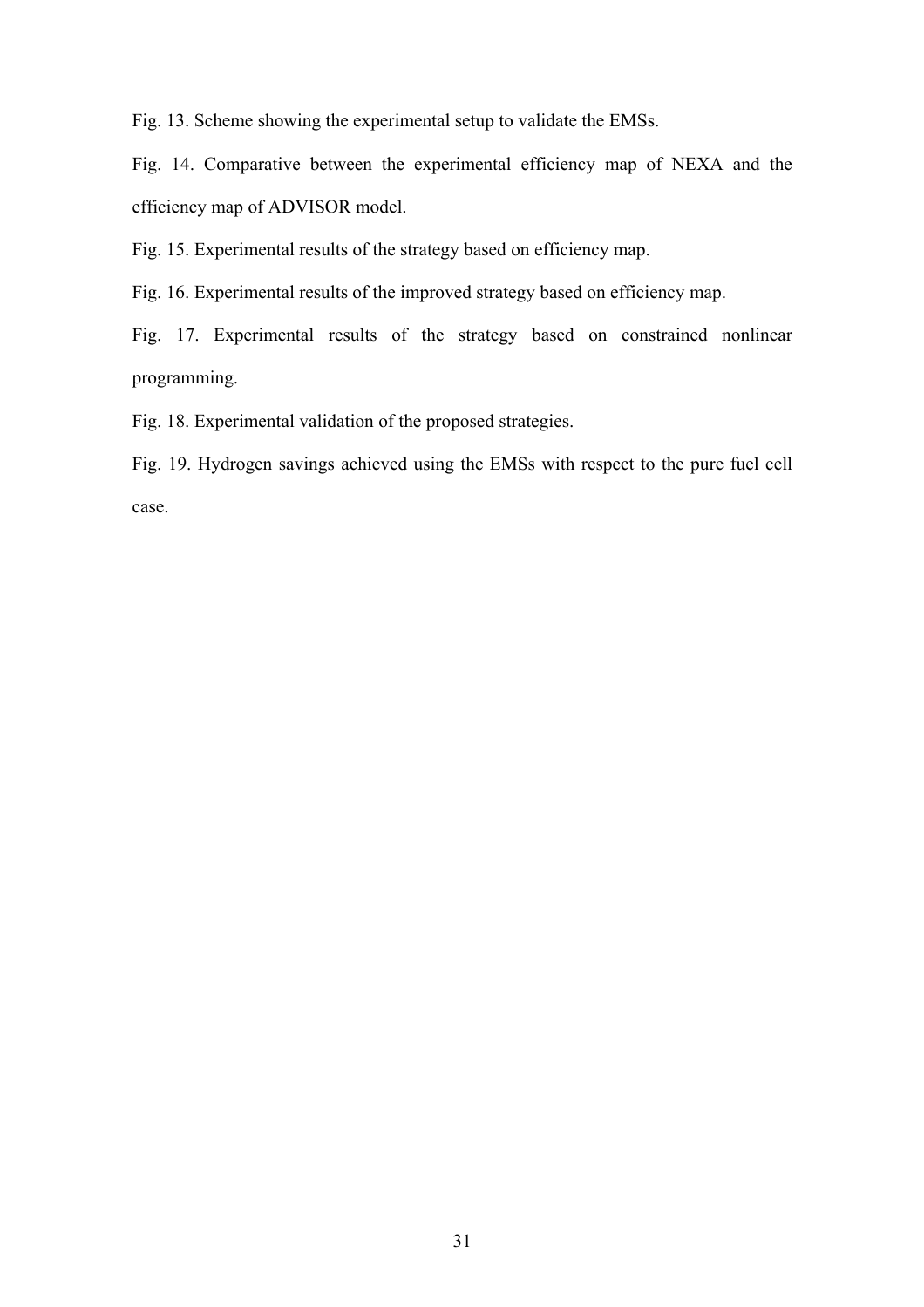Fig. 13. Scheme showing the experimental setup to validate the EMSs.

Fig. 14. Comparative between the experimental efficiency map of NEXA and the efficiency map of ADVISOR model.

Fig. 15. Experimental results of the strategy based on efficiency map.

Fig. 16. Experimental results of the improved strategy based on efficiency map.

Fig. 17. Experimental results of the strategy based on constrained nonlinear programming.

Fig. 18. Experimental validation of the proposed strategies.

Fig. 19. Hydrogen savings achieved using the EMSs with respect to the pure fuel cell case.